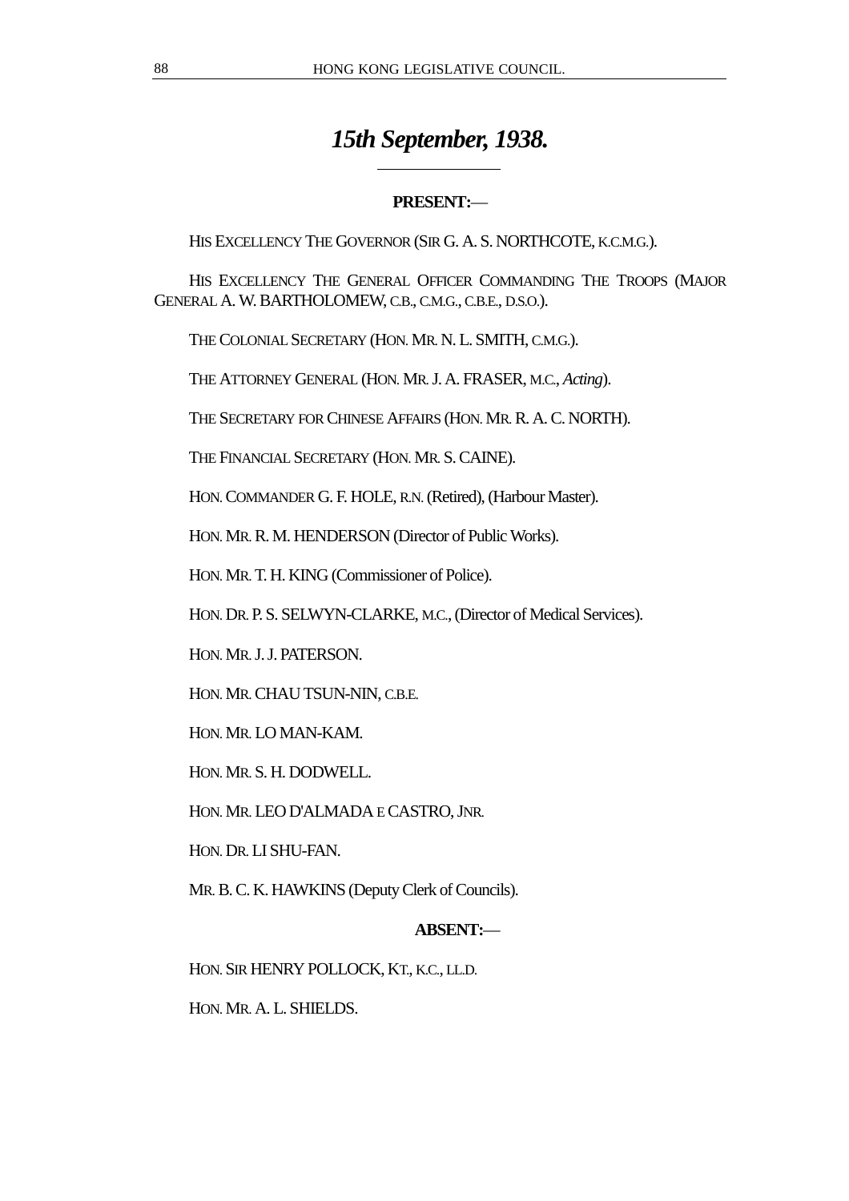# *15th September, 1938.*

**PRESENT:—**

HIS EXCELLENCY THE GOVERNOR (SIR G. A. S. NORTHCOTE, K.C.M.G.).

HIS EXCELLENCY THE GENERAL OFFICER COMMANDING THE TROOPS (MAJOR GENERAL A. W. BARTHOLOMEW, C.B., C.M.G., C.B.E., D.S.O.).

THE COLONIAL SECRETARY (HON. MR. N. L. SMITH, C.M.G.).

THE ATTORNEY GENERAL (HON. MR. J. A. FRASER, M.C., *Acting*).

THE SECRETARY FOR CHINESE AFFAIRS (HON. MR. R. A. C. NORTH).

THE FINANCIAL SECRETARY (HON. MR. S. CAINE).

HON. COMMANDER G. F. HOLE, R.N. (Retired), (Harbour Master).

HON. MR. R. M. HENDERSON (Director of Public Works).

HON. MR. T. H. KING (Commissioner of Police).

HON. DR. P. S. SELWYN-CLARKE, M.C., (Director of Medical Services).

HON. MR. J. J. PATERSON.

HON. MR. CHAU TSUN-NIN, C.B.E.

HON. MR. LO MAN-KAM.

HON. MR. S. H. DODWELL.

HON. MR. LEO D'ALMADA E CASTRO, JNR.

HON. DR. LI SHU-FAN.

MR. B. C. K. HAWKINS (Deputy Clerk of Councils).

**ABSENT:—**

HON. SIR HENRY POLLOCK, KT., K.C., LL.D.

HON. MR. A. L. SHIELDS.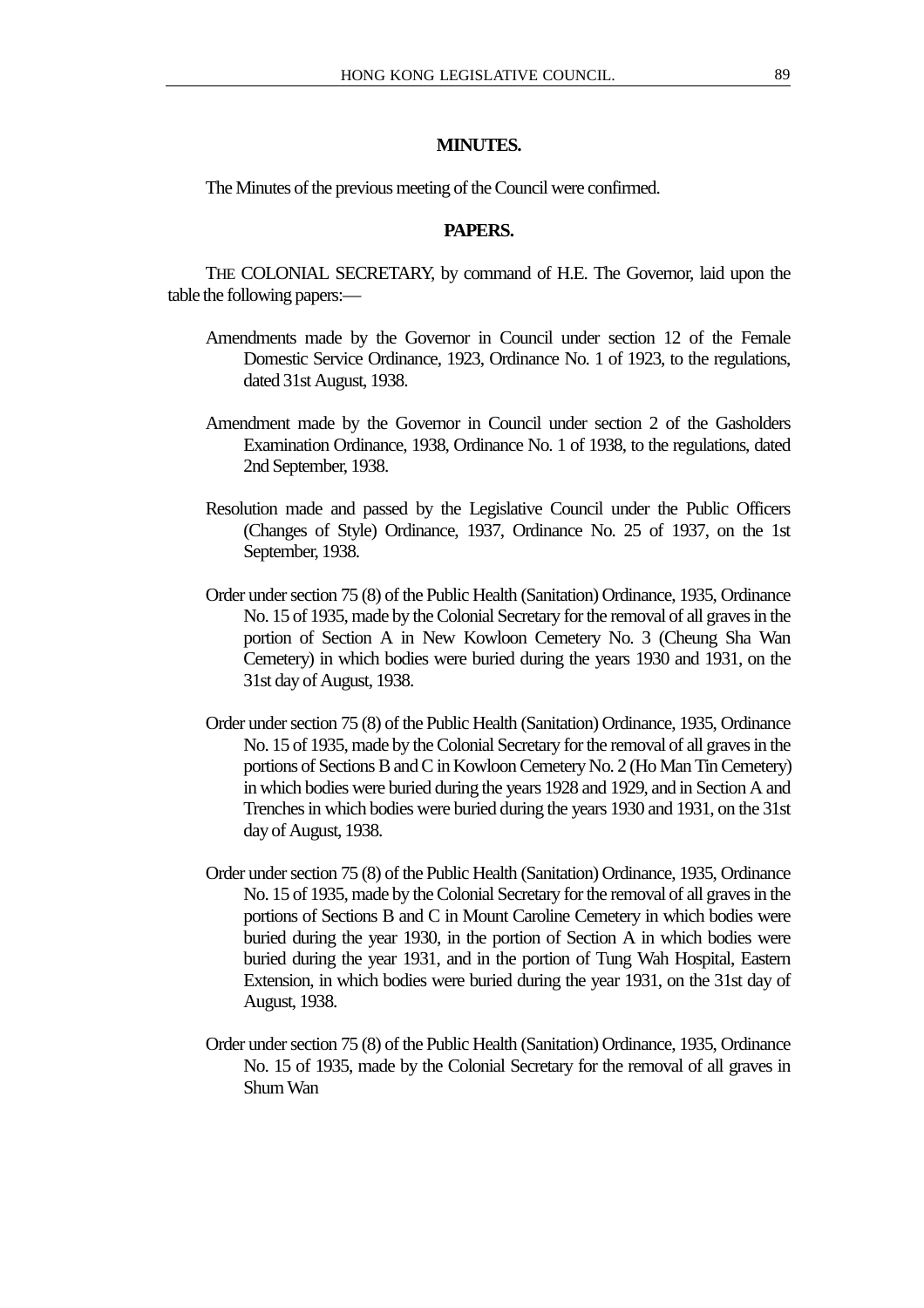## MINUTES.

The Minutes of the previous meeting of the Council were confirmed.

## PAPERS.

THE COLONIAL SECRETARY, by command of H.E. The Governor, laid upon the table the following papers:—

Amendments made by the Governor in Council under section 12 of the Female Domestic Service Ordinance, 1923, Ordinance No. 1 of 1923, to the regulations, dated 31st August, 1938.

Amendment made by the Governor in Council under section 2 of the Gasholders Examination Ordinance, 1938, Ordinance No. 1 of 1938, to the regulations, dated 2nd September, 1938.

Resolution made and passed by the Legislative Council under the Public Officers (Changes of Style) Ordinance, 1937, Ordinance No. 25 of 1937, on the 1st September, 1938.

Order under section 75 (8) of the Public Health (Sanitation) Ordinance, 1935, Ordinance No. 15 of 1935, made by the Colonial Secretary for the removal of all graves in the portion of Section A in New Kowloon Cemetery No. 3 (Cheung Sha Wan Cemetery) in which bodies were buried during the years 1930 and 1931, on the 31st day of August, 1938.

Order under section 75 (8) of the Public Health (Sanitation) Ordinance, 1935, Ordinance No. 15 of 1935, made by the Colonial Secretary for the removal of all graves in the portions of Sections B and C in Kowloon Cemetery No. 2 (Ho Man Tin Cemetery) in which bodies were buried during the years 1928 and 1929, and in Section A and Trenches in which bodies were buried during the years 1930 and 1931, on the 31st day of August, 1938.

Order under section 75 (8) of the Public Health (Sanitation) Ordinance, 1935, Ordinance No. 15 of 1935, made by the Colonial Secretary for the removal of all graves in the portions of Sections B and C in Mount Caroline Cemetery in which bodies were buried during the year 1930, in the portion of Section A in which bodies were buried during the year 1931, and in the portion of Tung Wah Hospital, Eastern Extension, in which bodies were buried during the year 1931, on the 31st day of August, 1938.

Order under section 75 (8) of the Public Health (Sanitation) Ordinance, 1935, Ordinance No. 15 of 1935, made by the Colonial Secretary for the removal of all graves in Shum Wan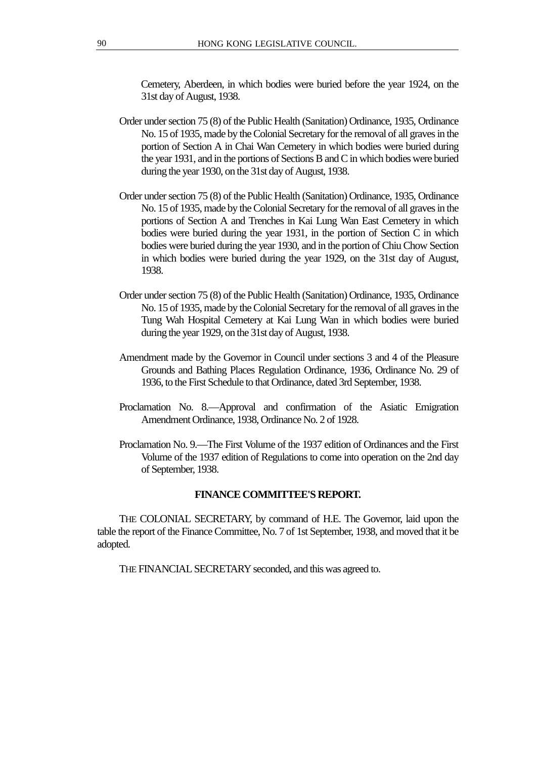Cemetery, Aberdeen, in which bodies were buried before the year 1924, on the 31st day of August, 1938.

Order under section 75 (8) of the Public Health (Sanitation) Ordinance, 1935, Ordinance No. 15 of 1935, made by the Colonial Secretary for the removal of all graves in the portion of Section A in Chai Wan Cemetery in which bodies were buried during the year 1931, and in the portions of Sections B and C in which bodies were buried during the year 1930, on the 31st day of August, 1938.

Order under section 75 (8) of the Public Health (Sanitation) Ordinance, 1935, Ordinance No. 15 of 1935, made by the Colonial Secretary for the removal of all graves in the portions of Section A and Trenches in Kai Lung Wan East Cemetery in which bodies were buried during the year 1931, in the portion of Section C in which bodies were buried during the year 1930, and in the portion of Chiu Chow Section in which bodies were buried during the year 1929, on the 31st day of August, 1938.

Order under section 75 (8) of the Public Health (Sanitation) Ordinance, 1935, Ordinance No. 15 of 1935, made by the Colonial Secretary for the removal of all graves in the Tung Wah Hospital Cemetery at Kai Lung Wan in which bodies were buried during the year 1929, on the 31st day of August, 1938.

Amendment made by the Governor in Council under sections 3 and 4 of the Pleasure Grounds and Bathing Places Regulation Ordinance, 1936, Ordinance No. 29 of 1936, to the First Schedule to that Ordinance, dated 3rd September, 1938.

Proclamation No. 8.—Approval and confirmation of the Asiatic Emigration Amendment Ordinance, 1938, Ordinance No. 2 of 1928.

Proclamation No. 9.—The First Volume of the 1937 edition of Ordinances and the First Volume of the 1937 edition of Regulations to come into operation on the 2nd day of September, 1938.

## FINANCE COMMITTEE'S REPORT.

THE COLONIAL SECRETARY, by command of H.E. The Governor, laid upon the table the report of the Finance Committee, No. 7 of 1st September, 1938, and moved that it be adopted.

THE FINANCIAL SECRETARY seconded, and this was agreed to.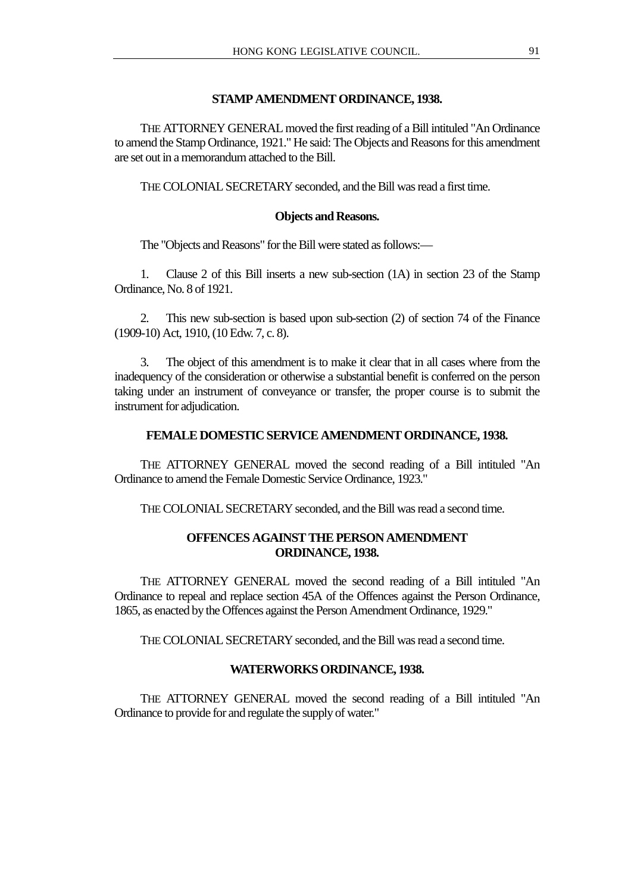## STAMP AMENDMENT ORDINANCE, 1938.

THE ATTORNEY GENERAL moved the first reading of a Bill intituled "An Ordinance to amend the Stamp Ordinance, 1921." He said: The Objects and Reasons for this amendment are set out in a memorandum attached to the Bill.

THE COLONIAL SECRETARY seconded, and the Bill was read a first time.

### Objects and Reasons.

The "Objects and Reasons" for the Bill were stated as follows:—

1. Clause 2 of this Bill inserts a new sub-section (1A) in section 23 of the Stamp Ordinance, No. 8 of 1921.

2. This new sub-section is based upon sub-section (2) of section 74 of the Finance (1909-10) Act, 1910, (10 Edw. 7, c. 8).

3. The object of this amendment is to make it clear that in all cases where from the inadequency of the consideration or otherwise a substantial benefit is conferred on the person taking under an instrument of conveyance or transfer, the proper course is to submit the instrument for adjudication.

## FEMALE DOMESTIC SERVICE AMENDMENT ORDINANCE, 1938.

THE ATTORNEY GENERAL moved the second reading of a Bill intituled "An Ordinance to amend the Female Domestic Service Ordinance, 1923."

THE COLONIAL SECRETARY seconded, and the Bill was read a second time.

## OFFENCES AGAINST THE PERSON AMENDMENT ORDINANCE, 1938.

THE ATTORNEY GENERAL moved the second reading of a Bill intituled "An Ordinance to repeal and replace section 45A of the Offences against the Person Ordinance, 1865, as enacted by the Offences against the Person Amendment Ordinance, 1929."

THE COLONIAL SECRETARY seconded, and the Bill was read a second time.

## WATERWORKS ORDINANCE, 1938.

THE ATTORNEY GENERAL moved the second reading of a Bill intituled "An Ordinance to provide for and regulate the supply of water."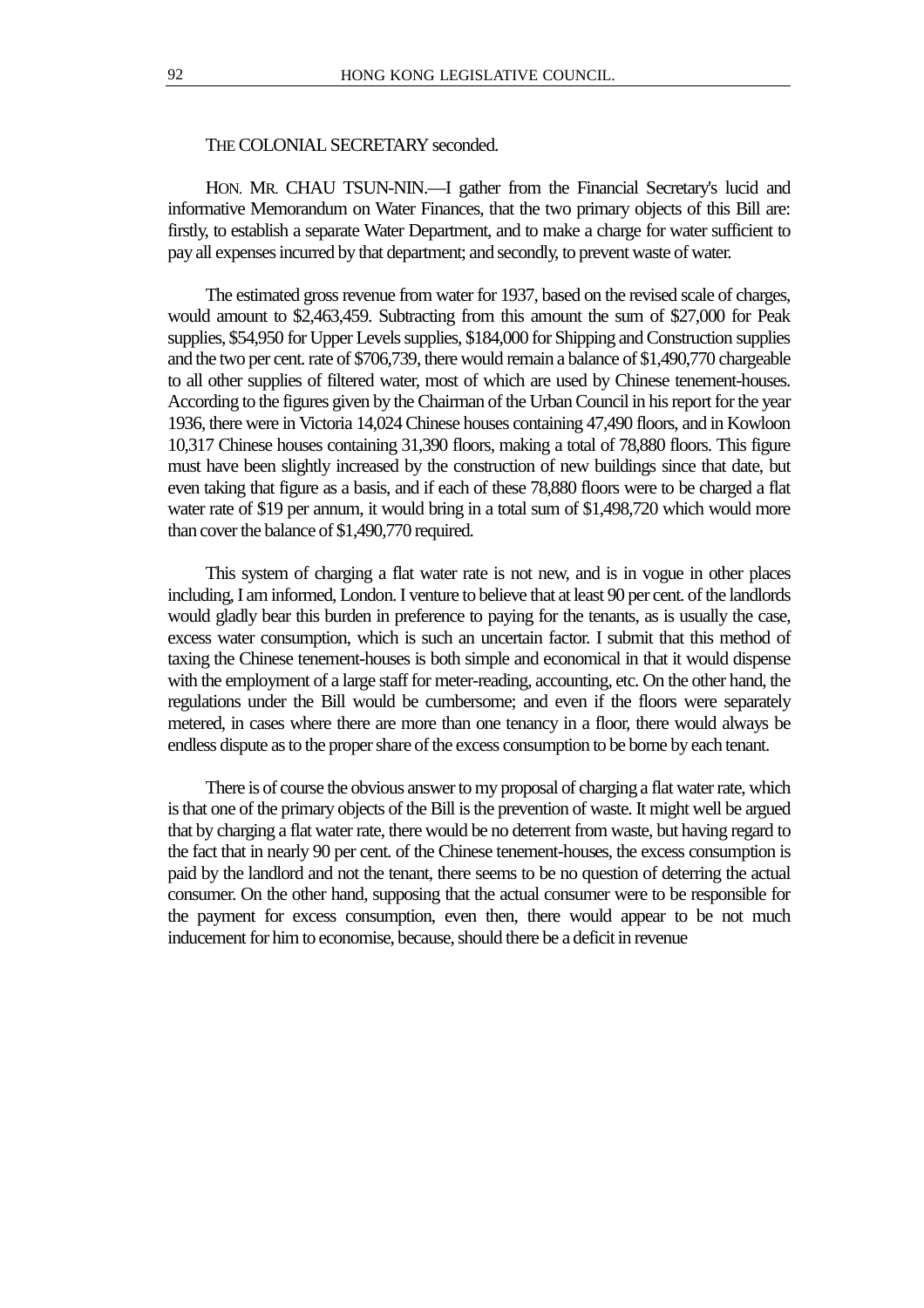THE COLONIAL SECRETARY seconded.

HON. MR. CHAU TSUN-NIN.—I gather from the Financial Secretary's lucid and informative Memorandum on Water Finances, that the two primary objects of this Bill are: firstly, to establish a separate Water Department, and to make a charge for water sufficient to pay all expenses incurred by that department; and secondly, to prevent waste of water.

The estimated gross revenue from water for 1937, based on the revised scale of charges, would amount to $2,463,459. Subtracting from this amount the sum of $27,000 for Peak supplies, $54,950 for Upper Levels supplies, $184,000 for Shipping and Construction supplies and the two per cent. rate of $706,739, there would remain a balance of $1,490,770 chargeable to all other supplies of filtered water, most of which are used by Chinese tenement-houses. According to the figures given by the Chairman of the Urban Council in his report for the year 1936, there were in Victoria 14,024 Chinese houses containing 47,490 floors, and in Kowloon 10,317 Chinese houses containing 31,390 floors, making a total of 78,880 floors. This figure must have been slightly increased by the construction of new buildings since that date, but even taking that figure as a basis, and if each of these 78,880 floors were to be charged a flat water rate of $19 per annum, it would bring in a total sum of $1,498,720 which would more than cover the balance of $1,490,770 required.

This system of charging a flat water rate is not new, and is in vogue in other places including, I am informed, London. I venture to believe that at least 90 per cent. of the landlords would gladly bear this burden in preference to paying for the tenants, as is usually the case, excess water consumption, which is such an uncertain factor. I submit that this method of taxing the Chinese tenement-houses is both simple and economical in that it would dispense with the employment of a large staff for meter-reading, accounting, etc. On the other hand, the regulations under the Bill would be cumbersome; and even if the floors were separately metered, in cases where there are more than one tenancy in a floor, there would always be endless dispute as to the proper share of the excess consumption to be borne by each tenant.

There is of course the obvious answer to my proposal of charging a flat water rate, which is that one of the primary objects of the Bill is the prevention of waste. It might well be argued that by charging a flat water rate, there would be no deterrent from waste, but having regard to the fact that in nearly 90 per cent. of the Chinese tenement-houses, the excess consumption is paid by the landlord and not the tenant, there seems to be no question of deterring the actual consumer. On the other hand, supposing that the actual consumer were to be responsible for the payment for excess consumption, even then, there would appear to be not much inducement for him to economise, because, should there be a deficit in revenue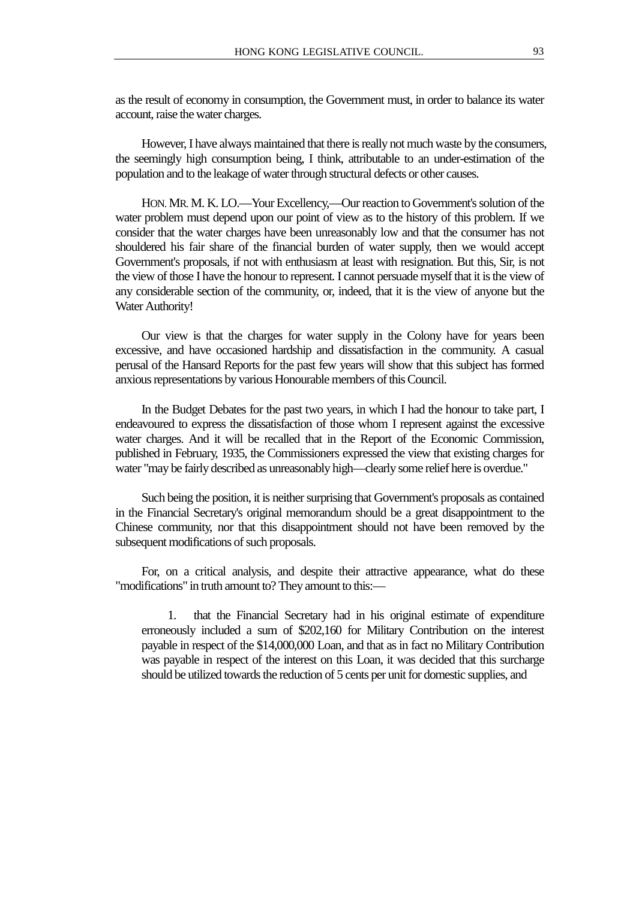as the result of economy in consumption, the Government must, in order to balance its water account, raise the water charges.

However, I have always maintained that there is really not much waste by the consumers, the seemingly high consumption being, I think, attributable to an under-estimation of the population and to the leakage of water through structural defects or other causes.

HON. MR. M. K. LO.—Your Excellency,—Our reaction to Government's solution of the water problem must depend upon our point of view as to the history of this problem. If we consider that the water charges have been unreasonably low and that the consumer has not shouldered his fair share of the financial burden of water supply, then we would accept Government's proposals, if not with enthusiasm at least with resignation. But this, Sir, is not the view of those I have the honour to represent. I cannot persuade myself that it is the view of any considerable section of the community, or, indeed, that it is the view of anyone but the Water Authority!

Our view is that the charges for water supply in the Colony have for years been excessive, and have occasioned hardship and dissatisfaction in the community. A casual perusal of the Hansard Reports for the past few years will show that this subject has formed anxious representations by various Honourable members of this Council.

In the Budget Debates for the past two years, in which I had the honour to take part, I endeavoured to express the dissatisfaction of those whom I represent against the excessive water charges. And it will be recalled that in the Report of the Economic Commission, published in February, 1935, the Commissioners expressed the view that existing charges for water "may be fairly described as unreasonably high—clearly some relief here is overdue."

Such being the position, it is neither surprising that Government's proposals as contained in the Financial Secretary's original memorandum should be a great disappointment to the Chinese community, nor that this disappointment should not have been removed by the subsequent modifications of such proposals.

For, on a critical analysis, and despite their attractive appearance, what do these "modifications" in truth amount to? They amount to this:—

1. that the Financial Secretary had in his original estimate of expenditure erroneously included a sum of $202,160 for Military Contribution on the interest payable in respect of the $14,000,000 Loan, and that as in fact no Military Contribution was payable in respect of the interest on this Loan, it was decided that this surcharge should be utilized towards the reduction of 5 cents per unit for domestic supplies, and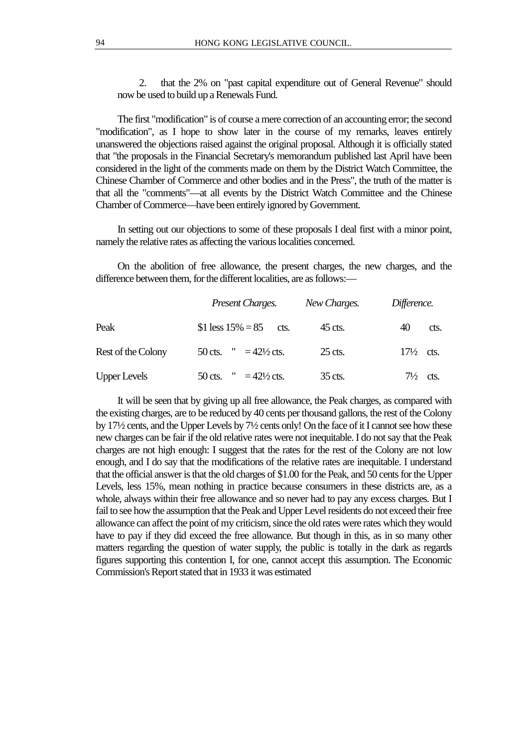2. that the 2% on "past capital expenditure out of General Revenue" should now be used to build up a Renewals Fund.

The first "modification" is of course a mere correction of an accounting error; the second "modification", as I hope to show later in the course of my remarks, leaves entirely unanswered the objections raised against the original proposal. Although it is officially stated that "the proposals in the Financial Secretary's memorandum published last April have been considered in the light of the comments made on them by the District Watch Committee, the Chinese Chamber of Commerce and other bodies and in the Press", the truth of the matter is that all the "comments"—at all events by the District Watch Committee and the Chinese Chamber of Commerce—have been entirely ignored by Government.

In setting out our objections to some of these proposals I deal first with a minor point, namely the relative rates as affecting the various localities concerned.

On the abolition of free allowance, the present charges, the new charges, and the difference between them, for the different localities, are as follows:—

| | *Present Charges.* | *New Charges.* | *Difference.* |
|---|---|---|---|
| Peak | $1 less 15% = 85 cts. | 45 cts. | 40 cts. |
| Rest of the Colony | 50 cts. " = 42½ cts. | 25 cts. | 17½ cts. |
| Upper Levels | 50 cts. " = 42½ cts. | 35 cts. | 7½ cts. |

It will be seen that by giving up all free allowance, the Peak charges, as compared with the existing charges, are to be reduced by 40 cents per thousand gallons, the rest of the Colony by 17½ cents, and the Upper Levels by 7½ cents only! On the face of it I cannot see how these new charges can be fair if the old relative rates were not inequitable. I do not say that the Peak charges are not high enough: I suggest that the rates for the rest of the Colony are not low enough, and I do say that the modifications of the relative rates are inequitable. I understand that the official answer is that the old charges of $1.00 for the Peak, and 50 cents for the Upper Levels, less 15%, mean nothing in practice because consumers in these districts are, as a whole, always within their free allowance and so never had to pay any excess charges. But I fail to see how the assumption that the Peak and Upper Level residents do not exceed their free allowance can affect the point of my criticism, since the old rates were rates which they would have to pay if they did exceed the free allowance. But though in this, as in so many other matters regarding the question of water supply, the public is totally in the dark as regards figures supporting this contention I, for one, cannot accept this assumption. The Economic Commission's Report stated that in 1933 it was estimated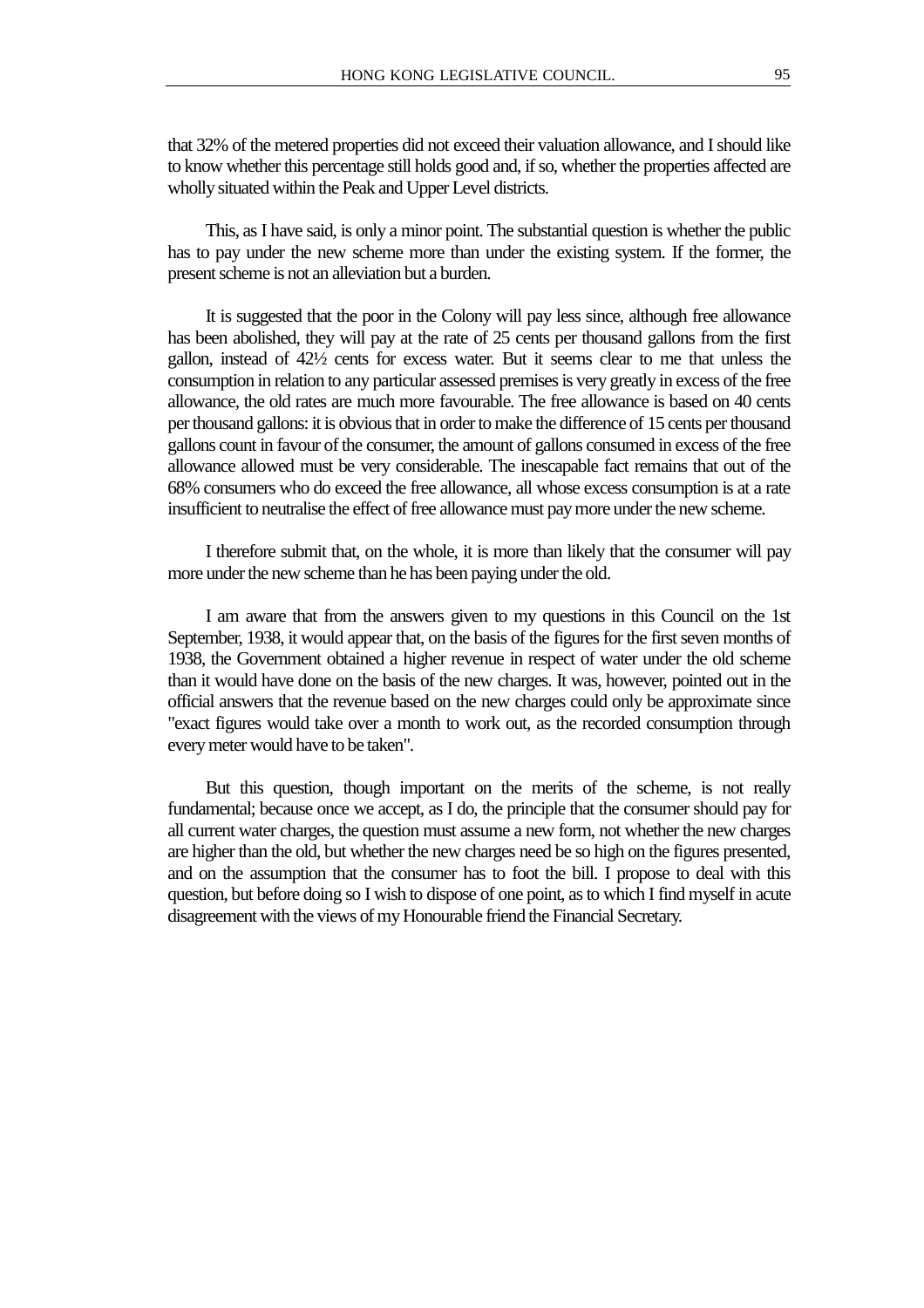that 32% of the metered properties did not exceed their valuation allowance, and I should like to know whether this percentage still holds good and, if so, whether the properties affected are wholly situated within the Peak and Upper Level districts.

This, as I have said, is only a minor point. The substantial question is whether the public has to pay under the new scheme more than under the existing system. If the former, the present scheme is not an alleviation but a burden.

It is suggested that the poor in the Colony will pay less since, although free allowance has been abolished, they will pay at the rate of 25 cents per thousand gallons from the first gallon, instead of 42½ cents for excess water. But it seems clear to me that unless the consumption in relation to any particular assessed premises is very greatly in excess of the free allowance, the old rates are much more favourable. The free allowance is based on 40 cents per thousand gallons: it is obvious that in order to make the difference of 15 cents per thousand gallons count in favour of the consumer, the amount of gallons consumed in excess of the free allowance allowed must be very considerable. The inescapable fact remains that out of the 68% consumers who do exceed the free allowance, all whose excess consumption is at a rate insufficient to neutralise the effect of free allowance must pay more under the new scheme.

I therefore submit that, on the whole, it is more than likely that the consumer will pay more under the new scheme than he has been paying under the old.

I am aware that from the answers given to my questions in this Council on the 1st September, 1938, it would appear that, on the basis of the figures for the first seven months of 1938, the Government obtained a higher revenue in respect of water under the old scheme than it would have done on the basis of the new charges. It was, however, pointed out in the official answers that the revenue based on the new charges could only be approximate since "exact figures would take over a month to work out, as the recorded consumption through every meter would have to be taken".

But this question, though important on the merits of the scheme, is not really fundamental; because once we accept, as I do, the principle that the consumer should pay for all current water charges, the question must assume a new form, not whether the new charges are higher than the old, but whether the new charges need be so high on the figures presented, and on the assumption that the consumer has to foot the bill. I propose to deal with this question, but before doing so I wish to dispose of one point, as to which I find myself in acute disagreement with the views of my Honourable friend the Financial Secretary.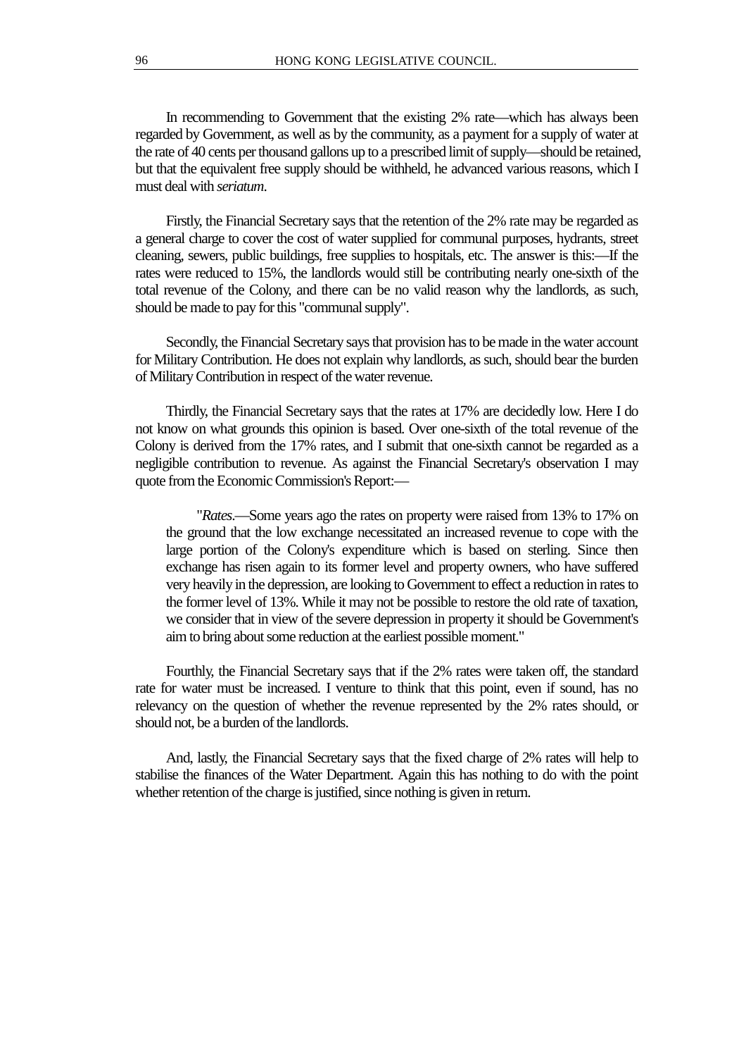In recommending to Government that the existing 2% rate—which has always been regarded by Government, as well as by the community, as a payment for a supply of water at the rate of 40 cents per thousand gallons up to a prescribed limit of supply—should be retained, but that the equivalent free supply should be withheld, he advanced various reasons, which I must deal with *seriatum*.

Firstly, the Financial Secretary says that the retention of the 2% rate may be regarded as a general charge to cover the cost of water supplied for communal purposes, hydrants, street cleaning, sewers, public buildings, free supplies to hospitals, etc. The answer is this:—If the rates were reduced to 15%, the landlords would still be contributing nearly one-sixth of the total revenue of the Colony, and there can be no valid reason why the landlords, as such, should be made to pay for this "communal supply".

Secondly, the Financial Secretary says that provision has to be made in the water account for Military Contribution. He does not explain why landlords, as such, should bear the burden of Military Contribution in respect of the water revenue.

Thirdly, the Financial Secretary says that the rates at 17% are decidedly low. Here I do not know on what grounds this opinion is based. Over one-sixth of the total revenue of the Colony is derived from the 17% rates, and I submit that one-sixth cannot be regarded as a negligible contribution to revenue. As against the Financial Secretary's observation I may quote from the Economic Commission's Report:—

> "*Rates*.—Some years ago the rates on property were raised from 13% to 17% on the ground that the low exchange necessitated an increased revenue to cope with the large portion of the Colony's expenditure which is based on sterling. Since then exchange has risen again to its former level and property owners, who have suffered very heavily in the depression, are looking to Government to effect a reduction in rates to the former level of 13%. While it may not be possible to restore the old rate of taxation, we consider that in view of the severe depression in property it should be Government's aim to bring about some reduction at the earliest possible moment."

Fourthly, the Financial Secretary says that if the 2% rates were taken off, the standard rate for water must be increased. I venture to think that this point, even if sound, has no relevancy on the question of whether the revenue represented by the 2% rates should, or should not, be a burden of the landlords.

And, lastly, the Financial Secretary says that the fixed charge of 2% rates will help to stabilise the finances of the Water Department. Again this has nothing to do with the point whether retention of the charge is justified, since nothing is given in return.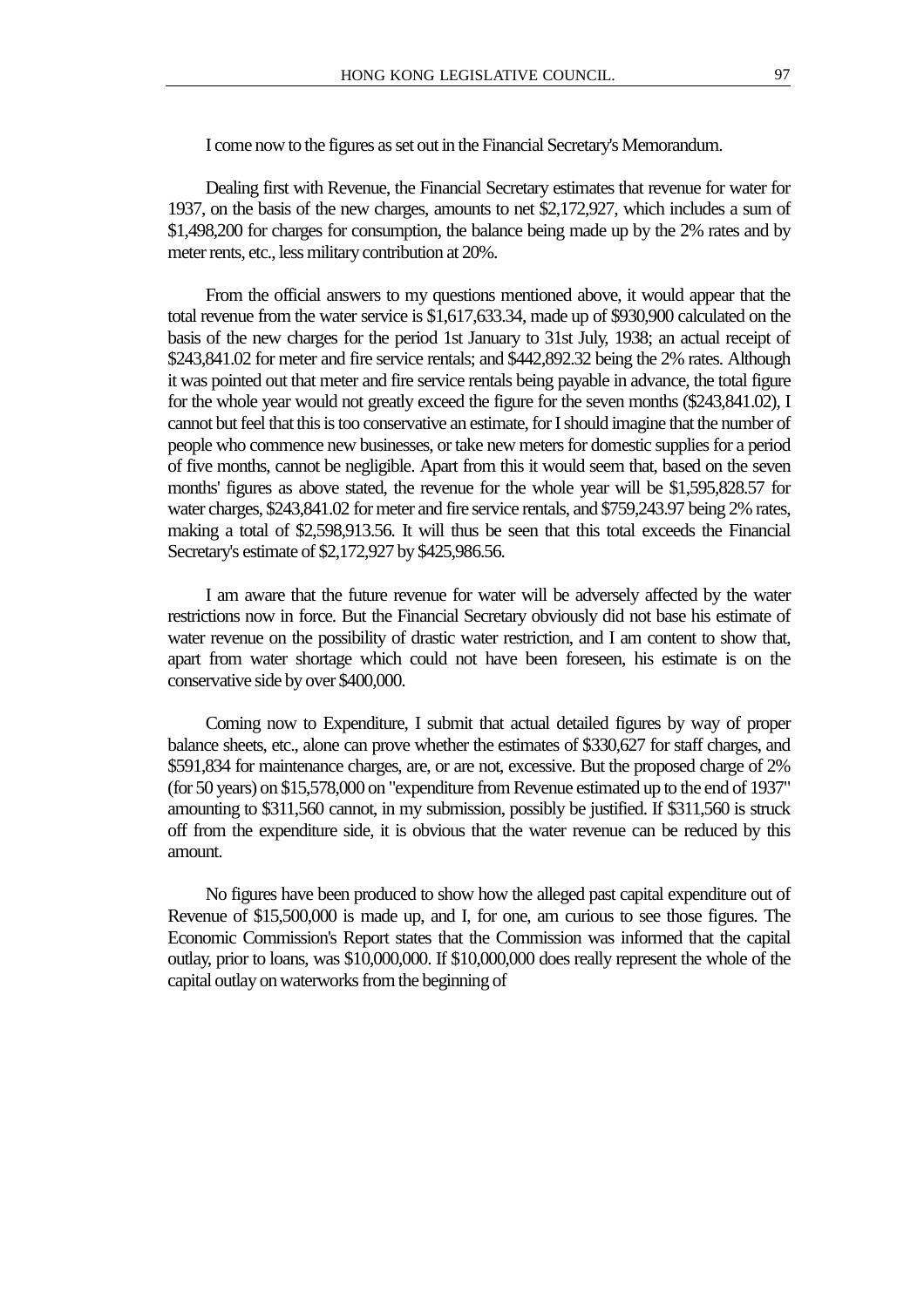I come now to the figures as set out in the Financial Secretary's Memorandum.

Dealing first with Revenue, the Financial Secretary estimates that revenue for water for 1937, on the basis of the new charges, amounts to net $2,172,927, which includes a sum of $1,498,200 for charges for consumption, the balance being made up by the 2% rates and by meter rents, etc., less military contribution at 20%.

From the official answers to my questions mentioned above, it would appear that the total revenue from the water service is $1,617,633.34, made up of $930,900 calculated on the basis of the new charges for the period 1st January to 31st July, 1938; an actual receipt of $243,841.02 for meter and fire service rentals; and $442,892.32 being the 2% rates. Although it was pointed out that meter and fire service rentals being payable in advance, the total figure for the whole year would not greatly exceed the figure for the seven months ($243,841.02), I cannot but feel that this is too conservative an estimate, for I should imagine that the number of people who commence new businesses, or take new meters for domestic supplies for a period of five months, cannot be negligible. Apart from this it would seem that, based on the seven months' figures as above stated, the revenue for the whole year will be $1,595,828.57 for water charges, $243,841.02 for meter and fire service rentals, and $759,243.97 being 2% rates, making a total of $2,598,913.56. It will thus be seen that this total exceeds the Financial Secretary's estimate of $2,172,927 by $425,986.56.

I am aware that the future revenue for water will be adversely affected by the water restrictions now in force. But the Financial Secretary obviously did not base his estimate of water revenue on the possibility of drastic water restriction, and I am content to show that, apart from water shortage which could not have been foreseen, his estimate is on the conservative side by over $400,000.

Coming now to Expenditure, I submit that actual detailed figures by way of proper balance sheets, etc., alone can prove whether the estimates of $330,627 for staff charges, and $591,834 for maintenance charges, are, or are not, excessive. But the proposed charge of 2% (for 50 years) on $15,578,000 on "expenditure from Revenue estimated up to the end of 1937" amounting to $311,560 cannot, in my submission, possibly be justified. If $311,560 is struck off from the expenditure side, it is obvious that the water revenue can be reduced by this amount.

No figures have been produced to show how the alleged past capital expenditure out of Revenue of $15,500,000 is made up, and I, for one, am curious to see those figures. The Economic Commission's Report states that the Commission was informed that the capital outlay, prior to loans, was $10,000,000. If $10,000,000 does really represent the whole of the capital outlay on waterworks from the beginning of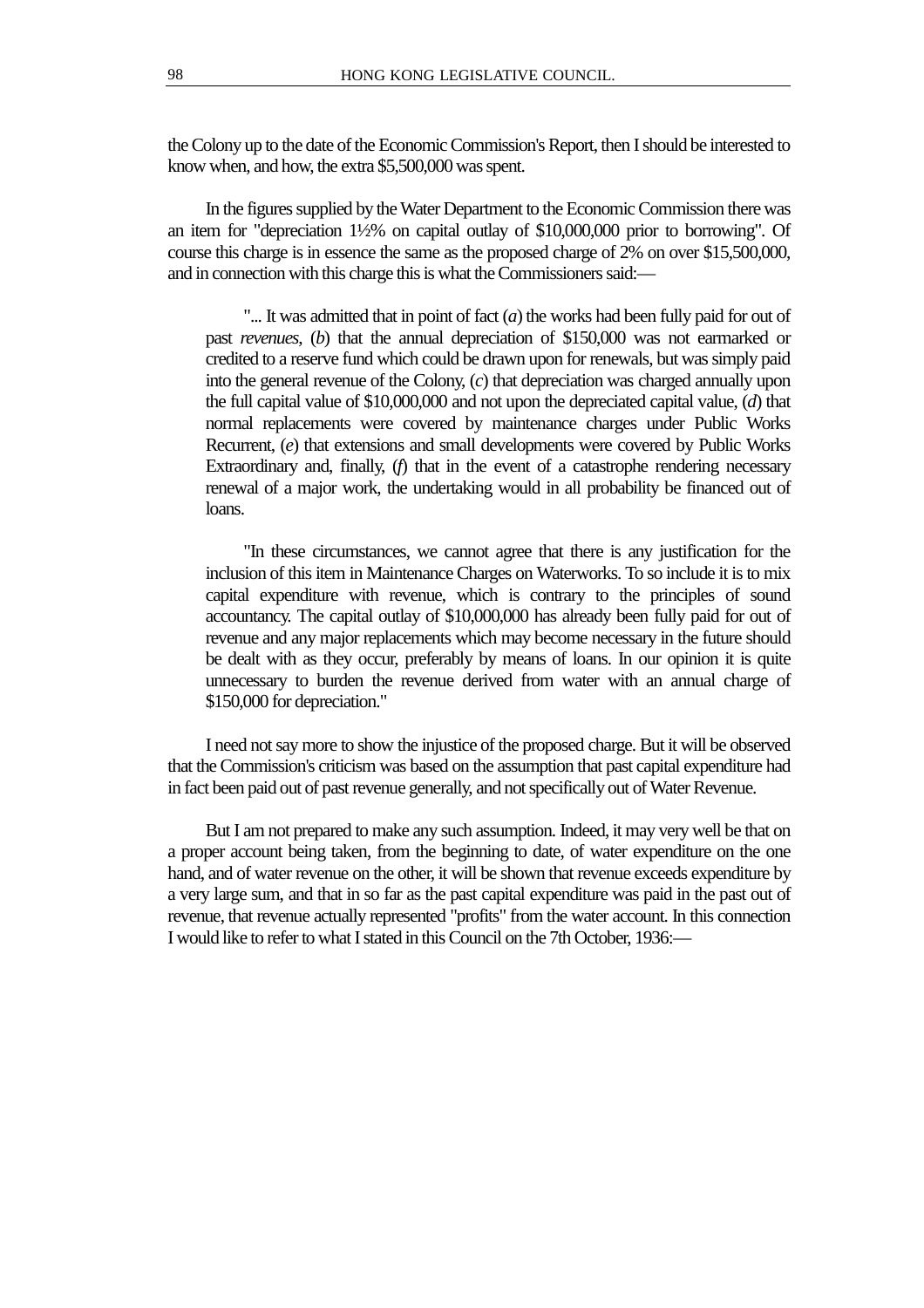the Colony up to the date of the Economic Commission's Report, then I should be interested to know when, and how, the extra $5,500,000 was spent.

In the figures supplied by the Water Department to the Economic Commission there was an item for "depreciation 1½% on capital outlay of $10,000,000 prior to borrowing". Of course this charge is in essence the same as the proposed charge of 2% on over $15,500,000, and in connection with this charge this is what the Commissioners said:—

> "... It was admitted that in point of fact (*a*) the works had been fully paid for out of past *revenues*, (*b*) that the annual depreciation of $150,000 was not earmarked or credited to a reserve fund which could be drawn upon for renewals, but was simply paid into the general revenue of the Colony, (*c*) that depreciation was charged annually upon the full capital value of $10,000,000 and not upon the depreciated capital value, (*d*) that normal replacements were covered by maintenance charges under Public Works Recurrent, (*e*) that extensions and small developments were covered by Public Works Extraordinary and, finally, (*f*) that in the event of a catastrophe rendering necessary renewal of a major work, the undertaking would in all probability be financed out of loans.
>
> "In these circumstances, we cannot agree that there is any justification for the inclusion of this item in Maintenance Charges on Waterworks. To so include it is to mix capital expenditure with revenue, which is contrary to the principles of sound accountancy. The capital outlay of $10,000,000 has already been fully paid for out of revenue and any major replacements which may become necessary in the future should be dealt with as they occur, preferably by means of loans. In our opinion it is quite unnecessary to burden the revenue derived from water with an annual charge of $150,000 for depreciation."

I need not say more to show the injustice of the proposed charge. But it will be observed that the Commission's criticism was based on the assumption that past capital expenditure had in fact been paid out of past revenue generally, and not specifically out of Water Revenue.

But I am not prepared to make any such assumption. Indeed, it may very well be that on a proper account being taken, from the beginning to date, of water expenditure on the one hand, and of water revenue on the other, it will be shown that revenue exceeds expenditure by a very large sum, and that in so far as the past capital expenditure was paid in the past out of revenue, that revenue actually represented "profits" from the water account. In this connection I would like to refer to what I stated in this Council on the 7th October, 1936:—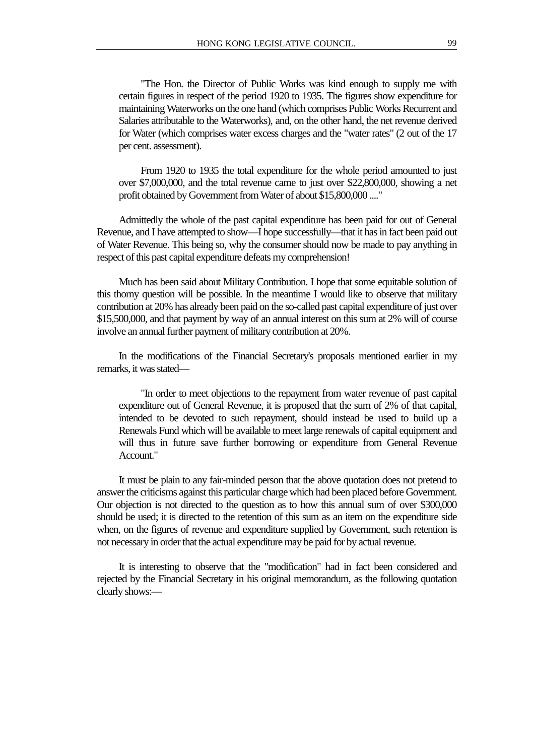"The Hon. the Director of Public Works was kind enough to supply me with certain figures in respect of the period 1920 to 1935. The figures show expenditure for maintaining Waterworks on the one hand (which comprises Public Works Recurrent and Salaries attributable to the Waterworks), and, on the other hand, the net revenue derived for Water (which comprises water excess charges and the "water rates" (2 out of the 17 per cent. assessment).

From 1920 to 1935 the total expenditure for the whole period amounted to just over $7,000,000, and the total revenue came to just over $22,800,000, showing a net profit obtained by Government from Water of about $15,800,000 ...."

Admittedly the whole of the past capital expenditure has been paid for out of General Revenue, and I have attempted to show—I hope successfully—that it has in fact been paid out of Water Revenue. This being so, why the consumer should now be made to pay anything in respect of this past capital expenditure defeats my comprehension!

Much has been said about Military Contribution. I hope that some equitable solution of this thorny question will be possible. In the meantime I would like to observe that military contribution at 20% has already been paid on the so-called past capital expenditure of just over $15,500,000, and that payment by way of an annual interest on this sum at 2% will of course involve an annual further payment of military contribution at 20%.

In the modifications of the Financial Secretary's proposals mentioned earlier in my remarks, it was stated—

"In order to meet objections to the repayment from water revenue of past capital expenditure out of General Revenue, it is proposed that the sum of 2% of that capital, intended to be devoted to such repayment, should instead be used to build up a Renewals Fund which will be available to meet large renewals of capital equipment and will thus in future save further borrowing or expenditure from General Revenue Account."

It must be plain to any fair-minded person that the above quotation does not pretend to answer the criticisms against this particular charge which had been placed before Government. Our objection is not directed to the question as to how this annual sum of over $300,000 should be used; it is directed to the retention of this sum as an item on the expenditure side when, on the figures of revenue and expenditure supplied by Government, such retention is not necessary in order that the actual expenditure may be paid for by actual revenue.

It is interesting to observe that the "modification" had in fact been considered and rejected by the Financial Secretary in his original memorandum, as the following quotation clearly shows:—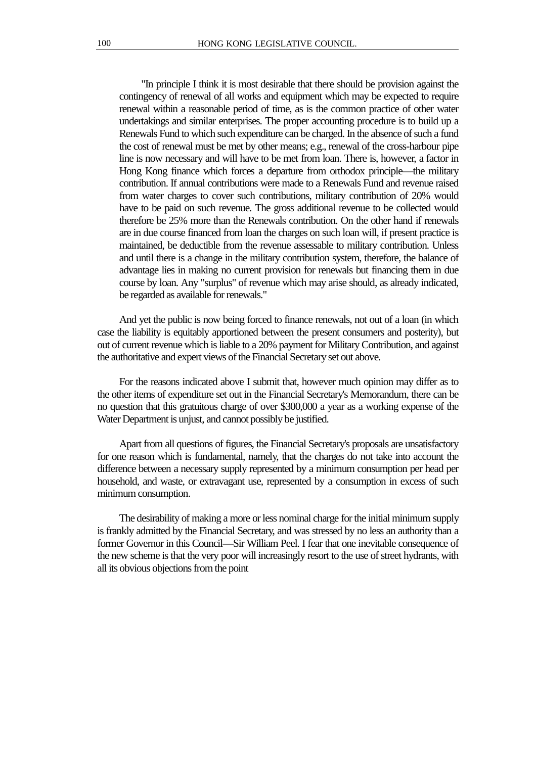"In principle I think it is most desirable that there should be provision against the contingency of renewal of all works and equipment which may be expected to require renewal within a reasonable period of time, as is the common practice of other water undertakings and similar enterprises. The proper accounting procedure is to build up a Renewals Fund to which such expenditure can be charged. In the absence of such a fund the cost of renewal must be met by other means; e.g., renewal of the cross-harbour pipe line is now necessary and will have to be met from loan. There is, however, a factor in Hong Kong finance which forces a departure from orthodox principle—the military contribution. If annual contributions were made to a Renewals Fund and revenue raised from water charges to cover such contributions, military contribution of 20% would have to be paid on such revenue. The gross additional revenue to be collected would therefore be 25% more than the Renewals contribution. On the other hand if renewals are in due course financed from loan the charges on such loan will, if present practice is maintained, be deductible from the revenue assessable to military contribution. Unless and until there is a change in the military contribution system, therefore, the balance of advantage lies in making no current provision for renewals but financing them in due course by loan. Any "surplus" of revenue which may arise should, as already indicated, be regarded as available for renewals."

And yet the public is now being forced to finance renewals, not out of a loan (in which case the liability is equitably apportioned between the present consumers and posterity), but out of current revenue which is liable to a 20% payment for Military Contribution, and against the authoritative and expert views of the Financial Secretary set out above.

For the reasons indicated above I submit that, however much opinion may differ as to the other items of expenditure set out in the Financial Secretary's Memorandum, there can be no question that this gratuitous charge of over $300,000 a year as a working expense of the Water Department is unjust, and cannot possibly be justified.

Apart from all questions of figures, the Financial Secretary's proposals are unsatisfactory for one reason which is fundamental, namely, that the charges do not take into account the difference between a necessary supply represented by a minimum consumption per head per household, and waste, or extravagant use, represented by a consumption in excess of such minimum consumption.

The desirability of making a more or less nominal charge for the initial minimum supply is frankly admitted by the Financial Secretary, and was stressed by no less an authority than a former Governor in this Council—Sir William Peel. I fear that one inevitable consequence of the new scheme is that the very poor will increasingly resort to the use of street hydrants, with all its obvious objections from the point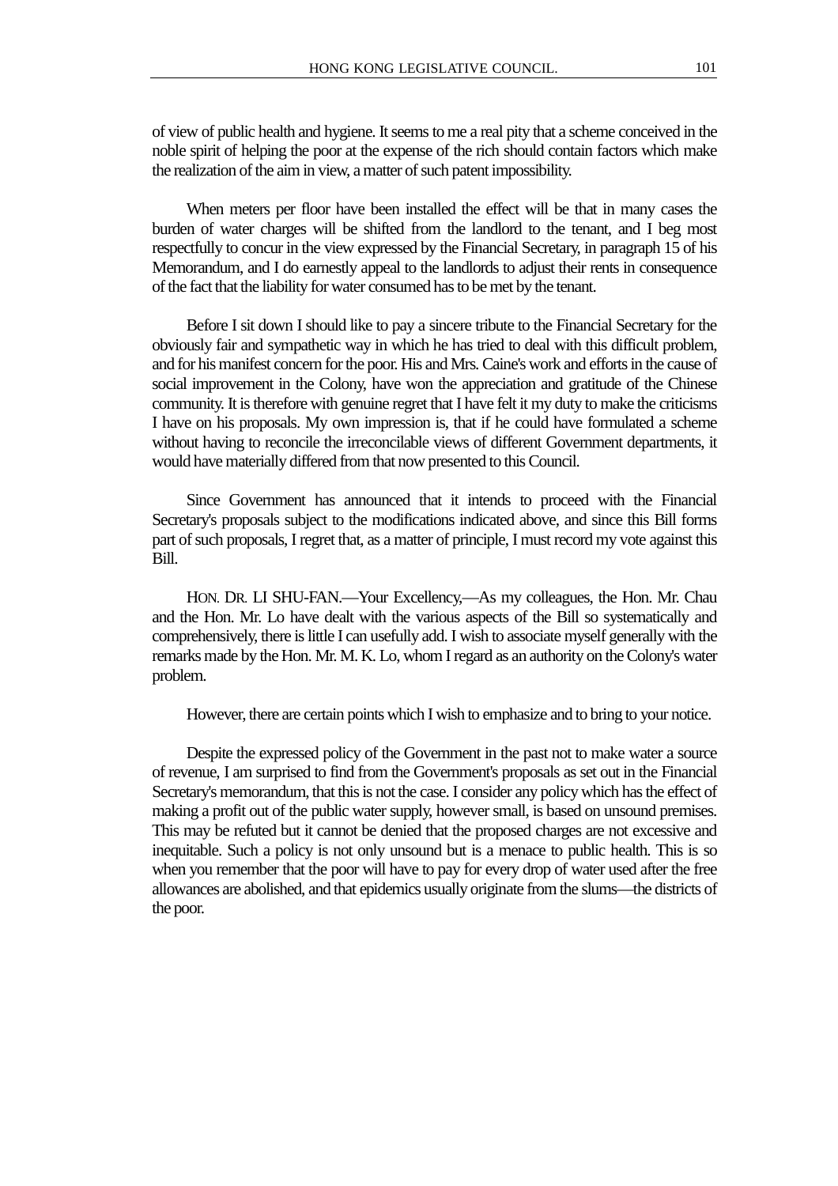of view of public health and hygiene. It seems to me a real pity that a scheme conceived in the noble spirit of helping the poor at the expense of the rich should contain factors which make the realization of the aim in view, a matter of such patent impossibility.

When meters per floor have been installed the effect will be that in many cases the burden of water charges will be shifted from the landlord to the tenant, and I beg most respectfully to concur in the view expressed by the Financial Secretary, in paragraph 15 of his Memorandum, and I do earnestly appeal to the landlords to adjust their rents in consequence of the fact that the liability for water consumed has to be met by the tenant.

Before I sit down I should like to pay a sincere tribute to the Financial Secretary for the obviously fair and sympathetic way in which he has tried to deal with this difficult problem, and for his manifest concern for the poor. His and Mrs. Caine's work and efforts in the cause of social improvement in the Colony, have won the appreciation and gratitude of the Chinese community. It is therefore with genuine regret that I have felt it my duty to make the criticisms I have on his proposals. My own impression is, that if he could have formulated a scheme without having to reconcile the irreconcilable views of different Government departments, it would have materially differed from that now presented to this Council.

Since Government has announced that it intends to proceed with the Financial Secretary's proposals subject to the modifications indicated above, and since this Bill forms part of such proposals, I regret that, as a matter of principle, I must record my vote against this Bill.

HON. DR. LI SHU-FAN.—Your Excellency,—As my colleagues, the Hon. Mr. Chau and the Hon. Mr. Lo have dealt with the various aspects of the Bill so systematically and comprehensively, there is little I can usefully add. I wish to associate myself generally with the remarks made by the Hon. Mr. M. K. Lo, whom I regard as an authority on the Colony's water problem.

However, there are certain points which I wish to emphasize and to bring to your notice.

Despite the expressed policy of the Government in the past not to make water a source of revenue, I am surprised to find from the Government's proposals as set out in the Financial Secretary's memorandum, that this is not the case. I consider any policy which has the effect of making a profit out of the public water supply, however small, is based on unsound premises. This may be refuted but it cannot be denied that the proposed charges are not excessive and inequitable. Such a policy is not only unsound but is a menace to public health. This is so when you remember that the poor will have to pay for every drop of water used after the free allowances are abolished, and that epidemics usually originate from the slums—the districts of the poor.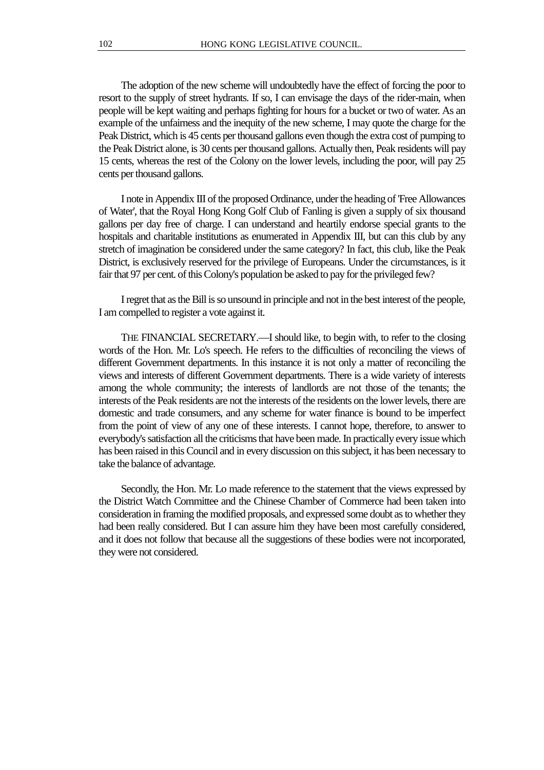The adoption of the new scheme will undoubtedly have the effect of forcing the poor to resort to the supply of street hydrants. If so, I can envisage the days of the rider-main, when people will be kept waiting and perhaps fighting for hours for a bucket or two of water. As an example of the unfairness and the inequity of the new scheme, I may quote the charge for the Peak District, which is 45 cents per thousand gallons even though the extra cost of pumping to the Peak District alone, is 30 cents per thousand gallons. Actually then, Peak residents will pay 15 cents, whereas the rest of the Colony on the lower levels, including the poor, will pay 25 cents per thousand gallons.

I note in Appendix III of the proposed Ordinance, under the heading of 'Free Allowances of Water', that the Royal Hong Kong Golf Club of Fanling is given a supply of six thousand gallons per day free of charge. I can understand and heartily endorse special grants to the hospitals and charitable institutions as enumerated in Appendix III, but can this club by any stretch of imagination be considered under the same category? In fact, this club, like the Peak District, is exclusively reserved for the privilege of Europeans. Under the circumstances, is it fair that 97 per cent. of this Colony's population be asked to pay for the privileged few?

I regret that as the Bill is so unsound in principle and not in the best interest of the people, I am compelled to register a vote against it.

THE FINANCIAL SECRETARY.—I should like, to begin with, to refer to the closing words of the Hon. Mr. Lo's speech. He refers to the difficulties of reconciling the views of different Government departments. In this instance it is not only a matter of reconciling the views and interests of different Government departments. There is a wide variety of interests among the whole community; the interests of landlords are not those of the tenants; the interests of the Peak residents are not the interests of the residents on the lower levels, there are domestic and trade consumers, and any scheme for water finance is bound to be imperfect from the point of view of any one of these interests. I cannot hope, therefore, to answer to everybody's satisfaction all the criticisms that have been made. In practically every issue which has been raised in this Council and in every discussion on this subject, it has been necessary to take the balance of advantage.

Secondly, the Hon. Mr. Lo made reference to the statement that the views expressed by the District Watch Committee and the Chinese Chamber of Commerce had been taken into consideration in framing the modified proposals, and expressed some doubt as to whether they had been really considered. But I can assure him they have been most carefully considered, and it does not follow that because all the suggestions of these bodies were not incorporated, they were not considered.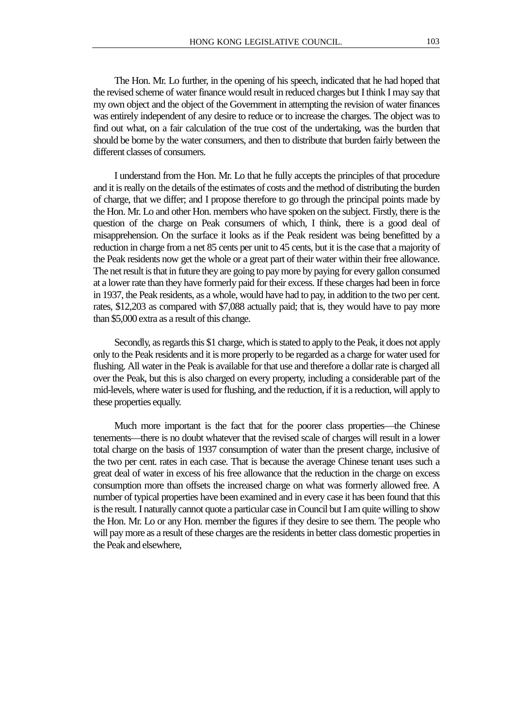The Hon. Mr. Lo further, in the opening of his speech, indicated that he had hoped that the revised scheme of water finance would result in reduced charges but I think I may say that my own object and the object of the Government in attempting the revision of water finances was entirely independent of any desire to reduce or to increase the charges. The object was to find out what, on a fair calculation of the true cost of the undertaking, was the burden that should be borne by the water consumers, and then to distribute that burden fairly between the different classes of consumers.

I understand from the Hon. Mr. Lo that he fully accepts the principles of that procedure and it is really on the details of the estimates of costs and the method of distributing the burden of charge, that we differ; and I propose therefore to go through the principal points made by the Hon. Mr. Lo and other Hon. members who have spoken on the subject. Firstly, there is the question of the charge on Peak consumers of which, I think, there is a good deal of misapprehension. On the surface it looks as if the Peak resident was being benefitted by a reduction in charge from a net 85 cents per unit to 45 cents, but it is the case that a majority of the Peak residents now get the whole or a great part of their water within their free allowance. The net result is that in future they are going to pay more by paying for every gallon consumed at a lower rate than they have formerly paid for their excess. If these charges had been in force in 1937, the Peak residents, as a whole, would have had to pay, in addition to the two per cent. rates, $12,203 as compared with $7,088 actually paid; that is, they would have to pay more than $5,000 extra as a result of this change.

Secondly, as regards this $1 charge, which is stated to apply to the Peak, it does not apply only to the Peak residents and it is more properly to be regarded as a charge for water used for flushing. All water in the Peak is available for that use and therefore a dollar rate is charged all over the Peak, but this is also charged on every property, including a considerable part of the mid-levels, where water is used for flushing, and the reduction, if it is a reduction, will apply to these properties equally.

Much more important is the fact that for the poorer class properties—the Chinese tenements—there is no doubt whatever that the revised scale of charges will result in a lower total charge on the basis of 1937 consumption of water than the present charge, inclusive of the two per cent. rates in each case. That is because the average Chinese tenant uses such a great deal of water in excess of his free allowance that the reduction in the charge on excess consumption more than offsets the increased charge on what was formerly allowed free. A number of typical properties have been examined and in every case it has been found that this is the result. I naturally cannot quote a particular case in Council but I am quite willing to show the Hon. Mr. Lo or any Hon. member the figures if they desire to see them. The people who will pay more as a result of these charges are the residents in better class domestic properties in the Peak and elsewhere,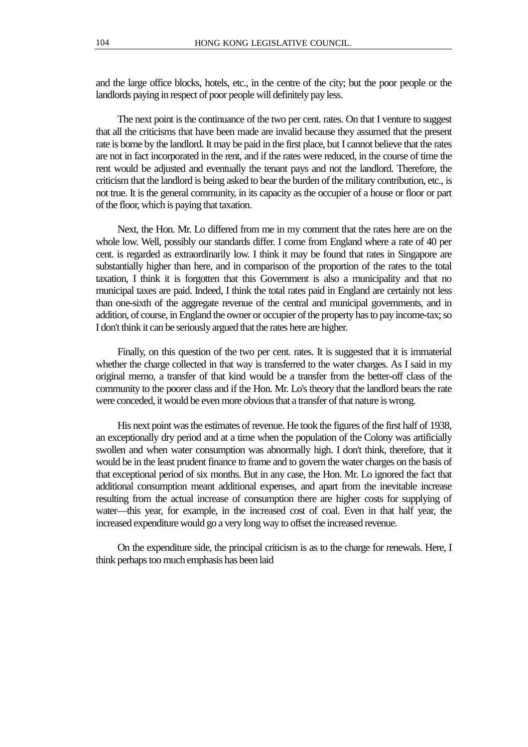and the large office blocks, hotels, etc., in the centre of the city; but the poor people or the landlords paying in respect of poor people will definitely pay less.

The next point is the continuance of the two per cent. rates. On that I venture to suggest that all the criticisms that have been made are invalid because they assumed that the present rate is borne by the landlord. It may be paid in the first place, but I cannot believe that the rates are not in fact incorporated in the rent, and if the rates were reduced, in the course of time the rent would be adjusted and eventually the tenant pays and not the landlord. Therefore, the criticism that the landlord is being asked to bear the burden of the military contribution, etc., is not true. It is the general community, in its capacity as the occupier of a house or floor or part of the floor, which is paying that taxation.

Next, the Hon. Mr. Lo differed from me in my comment that the rates here are on the whole low. Well, possibly our standards differ. I come from England where a rate of 40 per cent. is regarded as extraordinarily low. I think it may be found that rates in Singapore are substantially higher than here, and in comparison of the proportion of the rates to the total taxation, I think it is forgotten that this Government is also a municipality and that no municipal taxes are paid. Indeed, I think the total rates paid in England are certainly not less than one-sixth of the aggregate revenue of the central and municipal governments, and in addition, of course, in England the owner or occupier of the property has to pay income-tax; so I don't think it can be seriously argued that the rates here are higher.

Finally, on this question of the two per cent. rates. It is suggested that it is immaterial whether the charge collected in that way is transferred to the water charges. As I said in my original memo, a transfer of that kind would be a transfer from the better-off class of the community to the poorer class and if the Hon. Mr. Lo's theory that the landlord bears the rate were conceded, it would be even more obvious that a transfer of that nature is wrong.

His next point was the estimates of revenue. He took the figures of the first half of 1938, an exceptionally dry period and at a time when the population of the Colony was artificially swollen and when water consumption was abnormally high. I don't think, therefore, that it would be in the least prudent finance to frame and to govern the water charges on the basis of that exceptional period of six months. But in any case, the Hon. Mr. Lo ignored the fact that additional consumption meant additional expenses, and apart from the inevitable increase resulting from the actual increase of consumption there are higher costs for supplying of water—this year, for example, in the increased cost of coal. Even in that half year, the increased expenditure would go a very long way to offset the increased revenue.

On the expenditure side, the principal criticism is as to the charge for renewals. Here, I think perhaps too much emphasis has been laid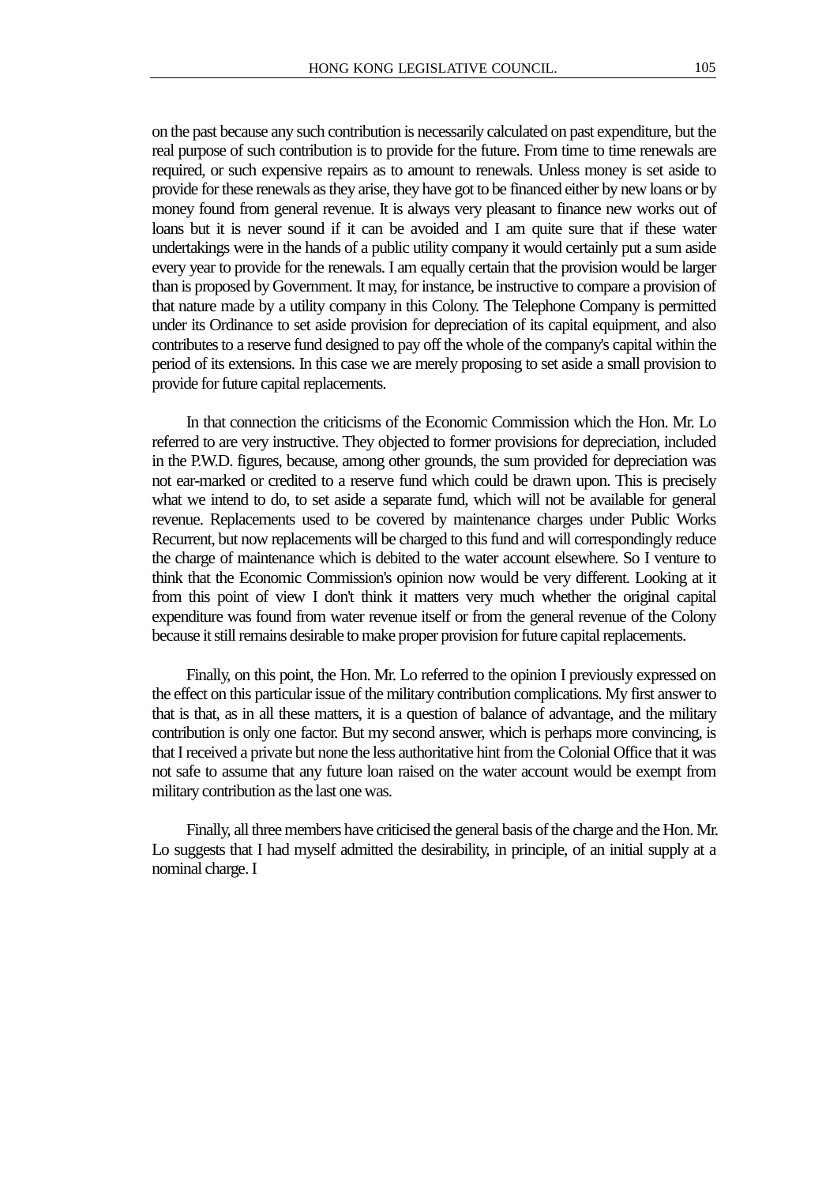on the past because any such contribution is necessarily calculated on past expenditure, but the real purpose of such contribution is to provide for the future. From time to time renewals are required, or such expensive repairs as to amount to renewals. Unless money is set aside to provide for these renewals as they arise, they have got to be financed either by new loans or by money found from general revenue. It is always very pleasant to finance new works out of loans but it is never sound if it can be avoided and I am quite sure that if these water undertakings were in the hands of a public utility company it would certainly put a sum aside every year to provide for the renewals. I am equally certain that the provision would be larger than is proposed by Government. It may, for instance, be instructive to compare a provision of that nature made by a utility company in this Colony. The Telephone Company is permitted under its Ordinance to set aside provision for depreciation of its capital equipment, and also contributes to a reserve fund designed to pay off the whole of the company's capital within the period of its extensions. In this case we are merely proposing to set aside a small provision to provide for future capital replacements.

In that connection the criticisms of the Economic Commission which the Hon. Mr. Lo referred to are very instructive. They objected to former provisions for depreciation, included in the P.W.D. figures, because, among other grounds, the sum provided for depreciation was not ear-marked or credited to a reserve fund which could be drawn upon. This is precisely what we intend to do, to set aside a separate fund, which will not be available for general revenue. Replacements used to be covered by maintenance charges under Public Works Recurrent, but now replacements will be charged to this fund and will correspondingly reduce the charge of maintenance which is debited to the water account elsewhere. So I venture to think that the Economic Commission's opinion now would be very different. Looking at it from this point of view I don't think it matters very much whether the original capital expenditure was found from water revenue itself or from the general revenue of the Colony because it still remains desirable to make proper provision for future capital replacements.

Finally, on this point, the Hon. Mr. Lo referred to the opinion I previously expressed on the effect on this particular issue of the military contribution complications. My first answer to that is that, as in all these matters, it is a question of balance of advantage, and the military contribution is only one factor. But my second answer, which is perhaps more convincing, is that I received a private but none the less authoritative hint from the Colonial Office that it was not safe to assume that any future loan raised on the water account would be exempt from military contribution as the last one was.

Finally, all three members have criticised the general basis of the charge and the Hon. Mr. Lo suggests that I had myself admitted the desirability, in principle, of an initial supply at a nominal charge. I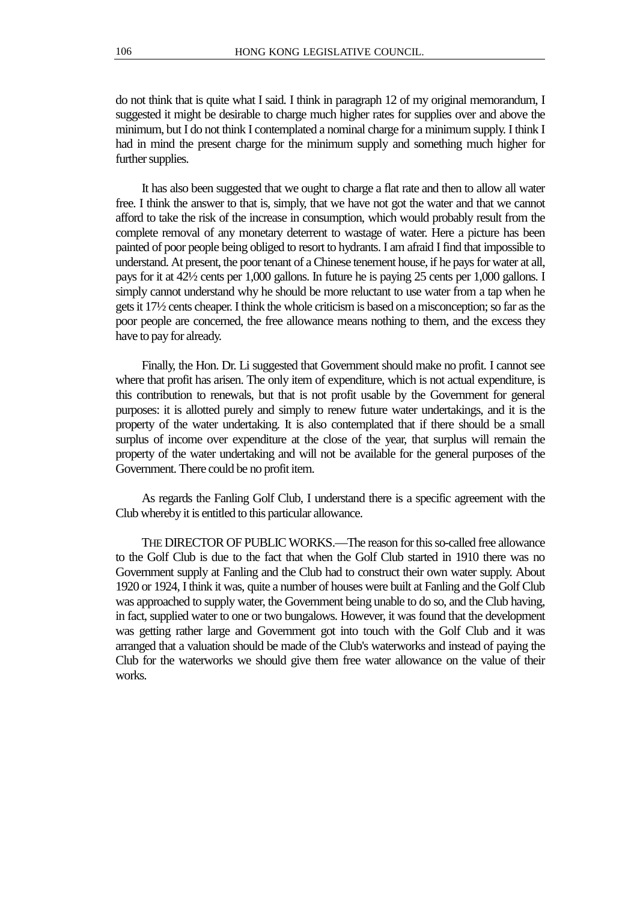do not think that is quite what I said. I think in paragraph 12 of my original memorandum, I suggested it might be desirable to charge much higher rates for supplies over and above the minimum, but I do not think I contemplated a nominal charge for a minimum supply. I think I had in mind the present charge for the minimum supply and something much higher for further supplies.

It has also been suggested that we ought to charge a flat rate and then to allow all water free. I think the answer to that is, simply, that we have not got the water and that we cannot afford to take the risk of the increase in consumption, which would probably result from the complete removal of any monetary deterrent to wastage of water. Here a picture has been painted of poor people being obliged to resort to hydrants. I am afraid I find that impossible to understand. At present, the poor tenant of a Chinese tenement house, if he pays for water at all, pays for it at 42½ cents per 1,000 gallons. In future he is paying 25 cents per 1,000 gallons. I simply cannot understand why he should be more reluctant to use water from a tap when he gets it 17½ cents cheaper. I think the whole criticism is based on a misconception; so far as the poor people are concerned, the free allowance means nothing to them, and the excess they have to pay for already.

Finally, the Hon. Dr. Li suggested that Government should make no profit. I cannot see where that profit has arisen. The only item of expenditure, which is not actual expenditure, is this contribution to renewals, but that is not profit usable by the Government for general purposes: it is allotted purely and simply to renew future water undertakings, and it is the property of the water undertaking. It is also contemplated that if there should be a small surplus of income over expenditure at the close of the year, that surplus will remain the property of the water undertaking and will not be available for the general purposes of the Government. There could be no profit item.

As regards the Fanling Golf Club, I understand there is a specific agreement with the Club whereby it is entitled to this particular allowance.

THE DIRECTOR OF PUBLIC WORKS.—The reason for this so-called free allowance to the Golf Club is due to the fact that when the Golf Club started in 1910 there was no Government supply at Fanling and the Club had to construct their own water supply. About 1920 or 1924, I think it was, quite a number of houses were built at Fanling and the Golf Club was approached to supply water, the Government being unable to do so, and the Club having, in fact, supplied water to one or two bungalows. However, it was found that the development was getting rather large and Government got into touch with the Golf Club and it was arranged that a valuation should be made of the Club's waterworks and instead of paying the Club for the waterworks we should give them free water allowance on the value of their works.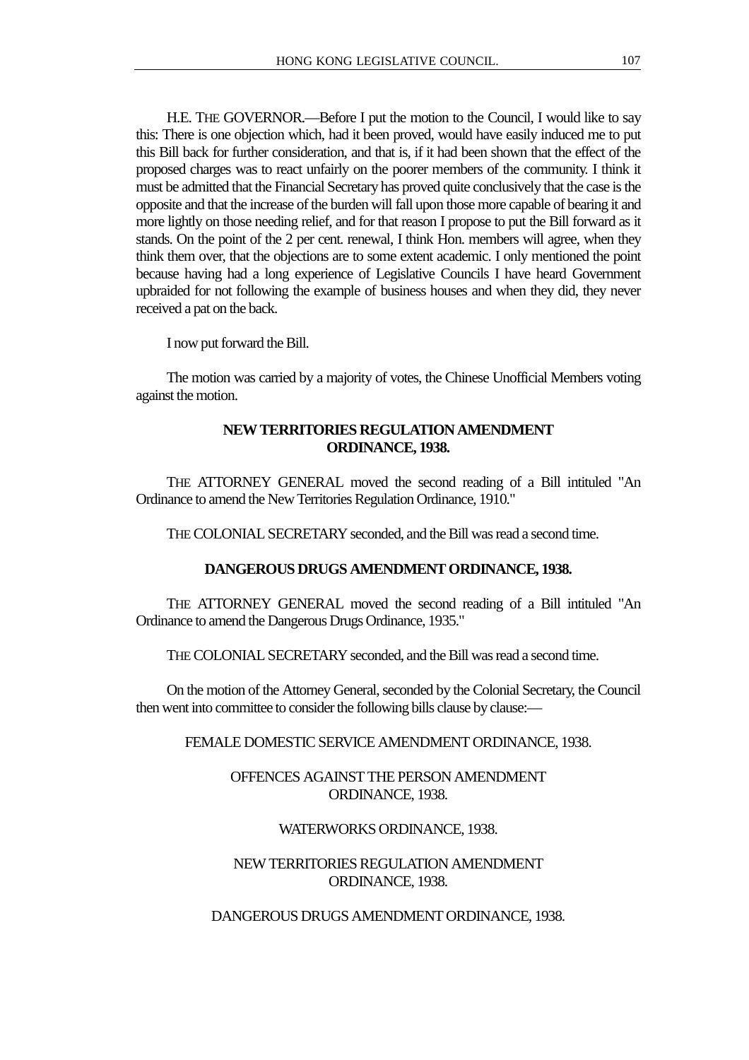H.E. THE GOVERNOR.—Before I put the motion to the Council, I would like to say this: There is one objection which, had it been proved, would have easily induced me to put this Bill back for further consideration, and that is, if it had been shown that the effect of the proposed charges was to react unfairly on the poorer members of the community. I think it must be admitted that the Financial Secretary has proved quite conclusively that the case is the opposite and that the increase of the burden will fall upon those more capable of bearing it and more lightly on those needing relief, and for that reason I propose to put the Bill forward as it stands. On the point of the 2 per cent. renewal, I think Hon. members will agree, when they think them over, that the objections are to some extent academic. I only mentioned the point because having had a long experience of Legislative Councils I have heard Government upbraided for not following the example of business houses and when they did, they never received a pat on the back.

I now put forward the Bill.

The motion was carried by a majority of votes, the Chinese Unofficial Members voting against the motion.

## NEW TERRITORIES REGULATION AMENDMENT ORDINANCE, 1938.

THE ATTORNEY GENERAL moved the second reading of a Bill intituled "An Ordinance to amend the New Territories Regulation Ordinance, 1910."

THE COLONIAL SECRETARY seconded, and the Bill was read a second time.

## DANGEROUS DRUGS AMENDMENT ORDINANCE, 1938.

THE ATTORNEY GENERAL moved the second reading of a Bill intituled "An Ordinance to amend the Dangerous Drugs Ordinance, 1935."

THE COLONIAL SECRETARY seconded, and the Bill was read a second time.

On the motion of the Attorney General, seconded by the Colonial Secretary, the Council then went into committee to consider the following bills clause by clause:—

FEMALE DOMESTIC SERVICE AMENDMENT ORDINANCE, 1938.

OFFENCES AGAINST THE PERSON AMENDMENT ORDINANCE, 1938.

WATERWORKS ORDINANCE, 1938.

NEW TERRITORIES REGULATION AMENDMENT ORDINANCE, 1938.

DANGEROUS DRUGS AMENDMENT ORDINANCE, 1938.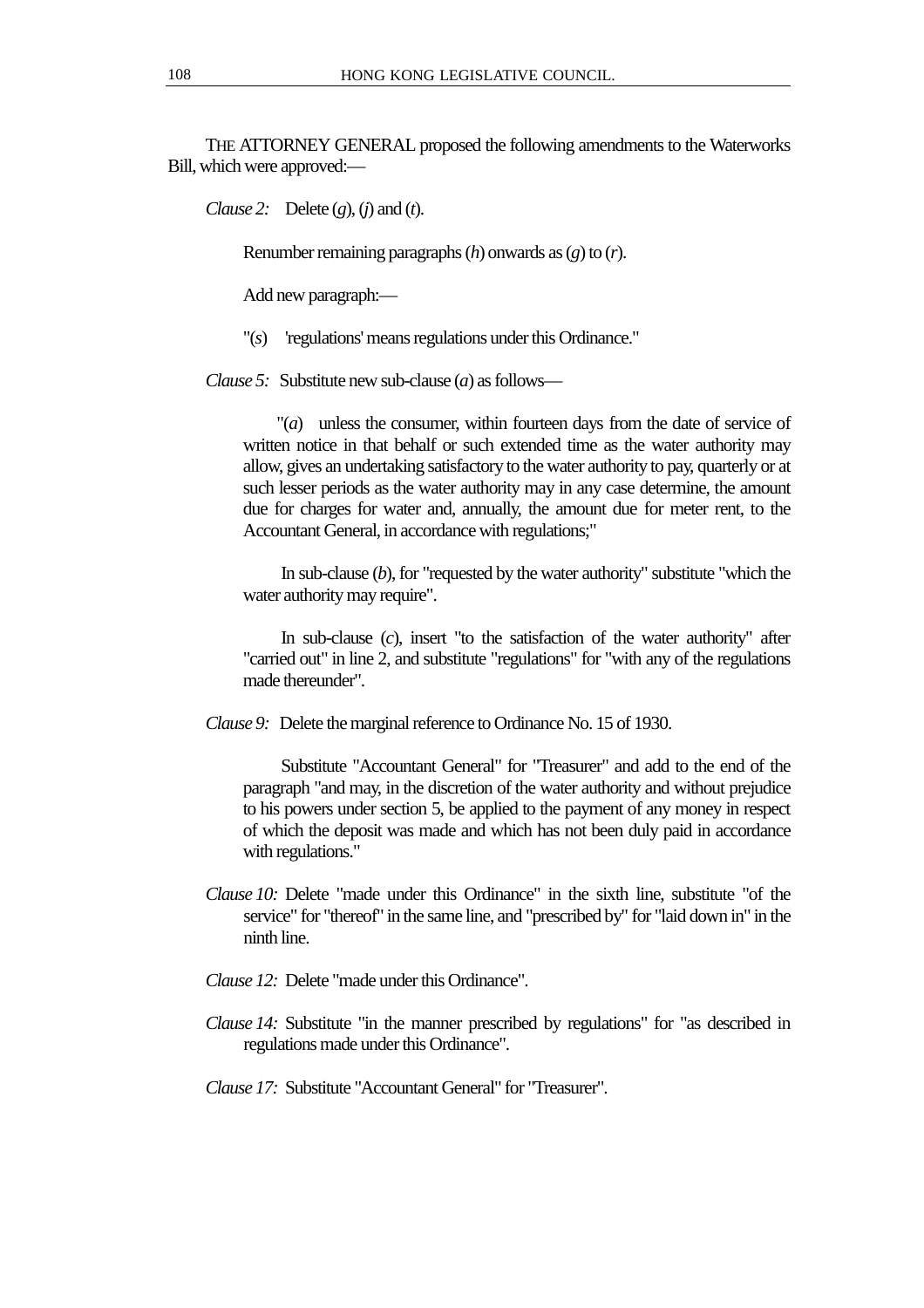THE ATTORNEY GENERAL proposed the following amendments to the Waterworks Bill, which were approved:—

*Clause 2:* Delete (*g*), (*j*) and (*t*).

Renumber remaining paragraphs (*h*) onwards as (*g*) to (*r*).

Add new paragraph:—

"(*s*) 'regulations' means regulations under this Ordinance."

*Clause 5:* Substitute new sub-clause (*a*) as follows—

"(*a*) unless the consumer, within fourteen days from the date of service of written notice in that behalf or such extended time as the water authority may allow, gives an undertaking satisfactory to the water authority to pay, quarterly or at such lesser periods as the water authority may in any case determine, the amount due for charges for water and, annually, the amount due for meter rent, to the Accountant General, in accordance with regulations;"

In sub-clause (*b*), for "requested by the water authority" substitute "which the water authority may require".

In sub-clause (*c*), insert "to the satisfaction of the water authority" after "carried out" in line 2, and substitute "regulations" for "with any of the regulations made thereunder".

*Clause 9:* Delete the marginal reference to Ordinance No. 15 of 1930.

Substitute "Accountant General" for "Treasurer" and add to the end of the paragraph "and may, in the discretion of the water authority and without prejudice to his powers under section 5, be applied to the payment of any money in respect of which the deposit was made and which has not been duly paid in accordance with regulations."

*Clause 10:* Delete "made under this Ordinance" in the sixth line, substitute "of the service" for "thereof" in the same line, and "prescribed by" for "laid down in" in the ninth line.

*Clause 12:* Delete "made under this Ordinance".

*Clause 14:* Substitute "in the manner prescribed by regulations" for "as described in regulations made under this Ordinance".

*Clause 17:* Substitute "Accountant General" for "Treasurer".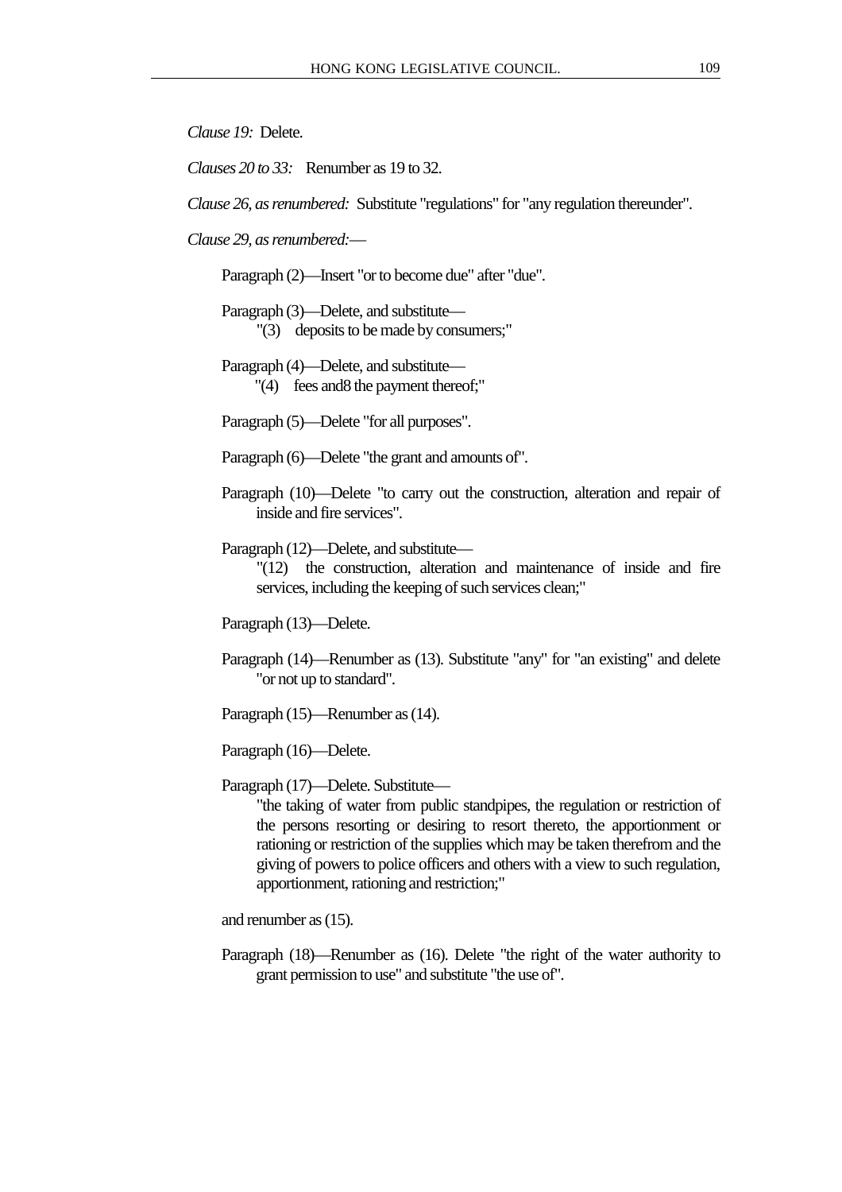*Clause 19:* Delete.

*Clauses 20 to 33:* Renumber as 19 to 32.

*Clause 26, as renumbered:* Substitute "regulations" for "any regulation thereunder".

*Clause 29, as renumbered:*—

Paragraph (2)—Insert "or to become due" after "due".

Paragraph (3)—Delete, and substitute—

"(3) deposits to be made by consumers;"

Paragraph (4)—Delete, and substitute—

"(4) fees and8 the payment thereof;"

Paragraph (5)—Delete "for all purposes".

Paragraph (6)—Delete "the grant and amounts of".

Paragraph (10)—Delete "to carry out the construction, alteration and repair of inside and fire services".

Paragraph (12)—Delete, and substitute—

"(12) the construction, alteration and maintenance of inside and fire services, including the keeping of such services clean;"

Paragraph (13)—Delete.

Paragraph (14)—Renumber as (13). Substitute "any" for "an existing" and delete "or not up to standard".

Paragraph (15)—Renumber as (14).

Paragraph (16)—Delete.

Paragraph (17)—Delete. Substitute—

"the taking of water from public standpipes, the regulation or restriction of the persons resorting or desiring to resort thereto, the apportionment or rationing or restriction of the supplies which may be taken therefrom and the giving of powers to police officers and others with a view to such regulation, apportionment, rationing and restriction;"

and renumber as (15).

Paragraph (18)—Renumber as (16). Delete "the right of the water authority to grant permission to use" and substitute "the use of".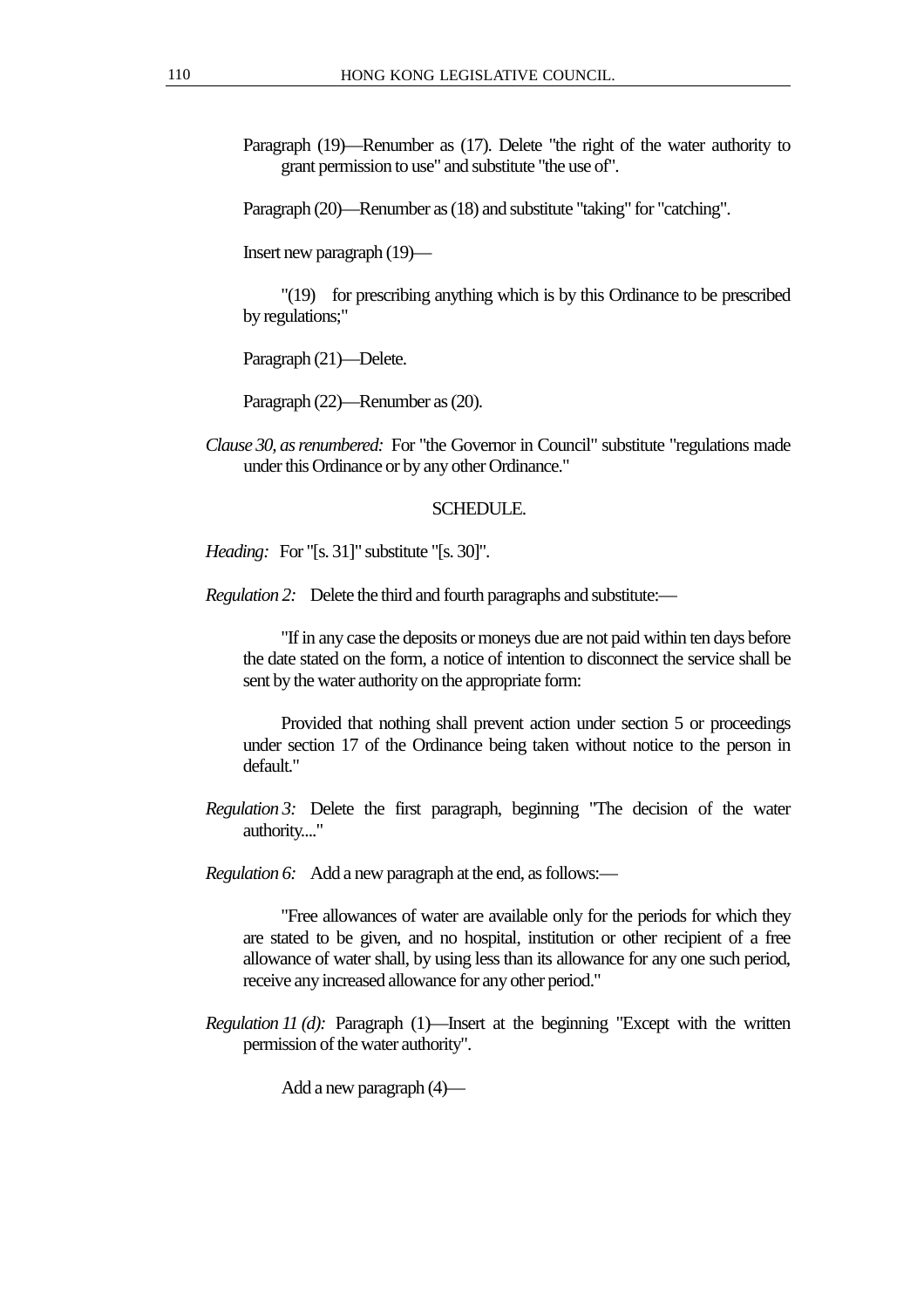Paragraph (19)—Renumber as (17). Delete "the right of the water authority to grant permission to use" and substitute "the use of".

Paragraph (20)—Renumber as (18) and substitute "taking" for "catching".

Insert new paragraph (19)—

"(19) for prescribing anything which is by this Ordinance to be prescribed by regulations;"

Paragraph (21)—Delete.

Paragraph (22)—Renumber as (20).

*Clause 30, as renumbered:* For "the Governor in Council" substitute "regulations made under this Ordinance or by any other Ordinance."

SCHEDULE.

*Heading:* For "[s. 31]" substitute "[s. 30]".

*Regulation 2:* Delete the third and fourth paragraphs and substitute:—

"If in any case the deposits or moneys due are not paid within ten days before the date stated on the form, a notice of intention to disconnect the service shall be sent by the water authority on the appropriate form:

Provided that nothing shall prevent action under section 5 or proceedings under section 17 of the Ordinance being taken without notice to the person in default."

*Regulation 3:* Delete the first paragraph, beginning "The decision of the water authority...."

*Regulation 6:* Add a new paragraph at the end, as follows:—

"Free allowances of water are available only for the periods for which they are stated to be given, and no hospital, institution or other recipient of a free allowance of water shall, by using less than its allowance for any one such period, receive any increased allowance for any other period."

*Regulation 11 (d):* Paragraph (1)—Insert at the beginning "Except with the written permission of the water authority".

Add a new paragraph (4)—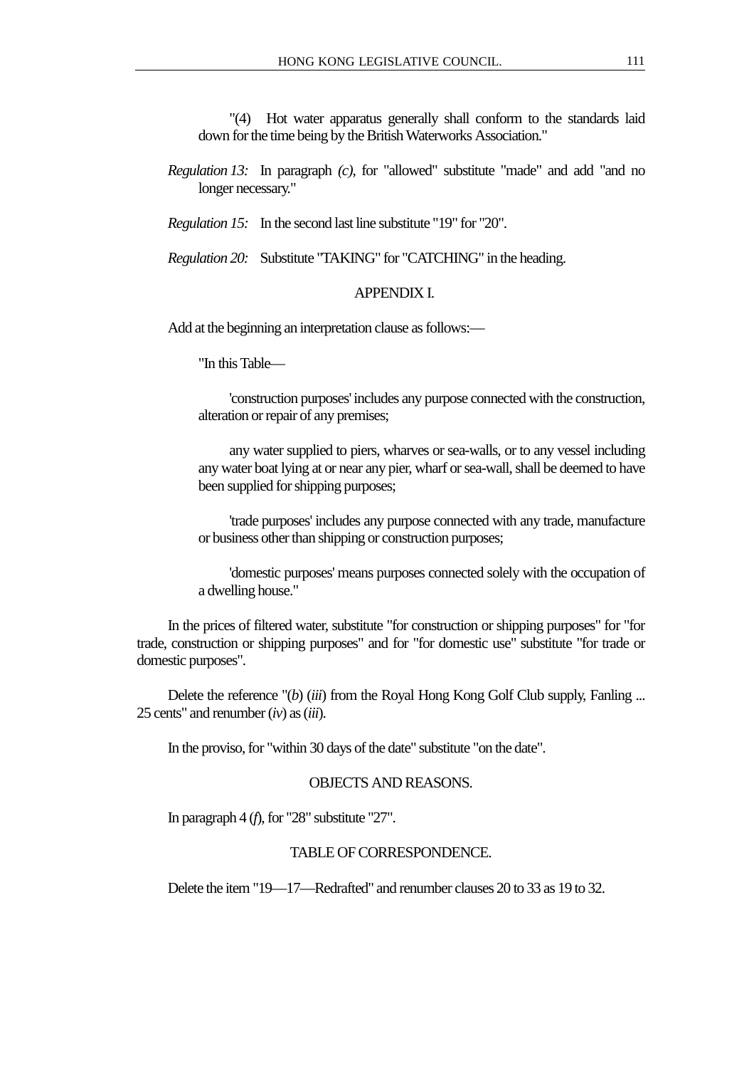"(4) Hot water apparatus generally shall conform to the standards laid down for the time being by the British Waterworks Association."

*Regulation 13:* In paragraph *(c)*, for "allowed" substitute "made" and add "and no longer necessary."

*Regulation 15:* In the second last line substitute "19" for "20".

*Regulation 20:* Substitute "TAKING" for "CATCHING" in the heading.

APPENDIX I.

Add at the beginning an interpretation clause as follows:—

"In this Table—

'construction purposes' includes any purpose connected with the construction, alteration or repair of any premises;

any water supplied to piers, wharves or sea-walls, or to any vessel including any water boat lying at or near any pier, wharf or sea-wall, shall be deemed to have been supplied for shipping purposes;

'trade purposes' includes any purpose connected with any trade, manufacture or business other than shipping or construction purposes;

'domestic purposes' means purposes connected solely with the occupation of a dwelling house."

In the prices of filtered water, substitute "for construction or shipping purposes" for "for trade, construction or shipping purposes" and for "for domestic use" substitute "for trade or domestic purposes".

Delete the reference "(*b*) (*iii*) from the Royal Hong Kong Golf Club supply, Fanling ... 25 cents" and renumber (*iv*) as (*iii*).

In the proviso, for "within 30 days of the date" substitute "on the date".

OBJECTS AND REASONS.

In paragraph 4 (*f*), for "28" substitute "27".

TABLE OF CORRESPONDENCE.

Delete the item "19—17—Redrafted" and renumber clauses 20 to 33 as 19 to 32.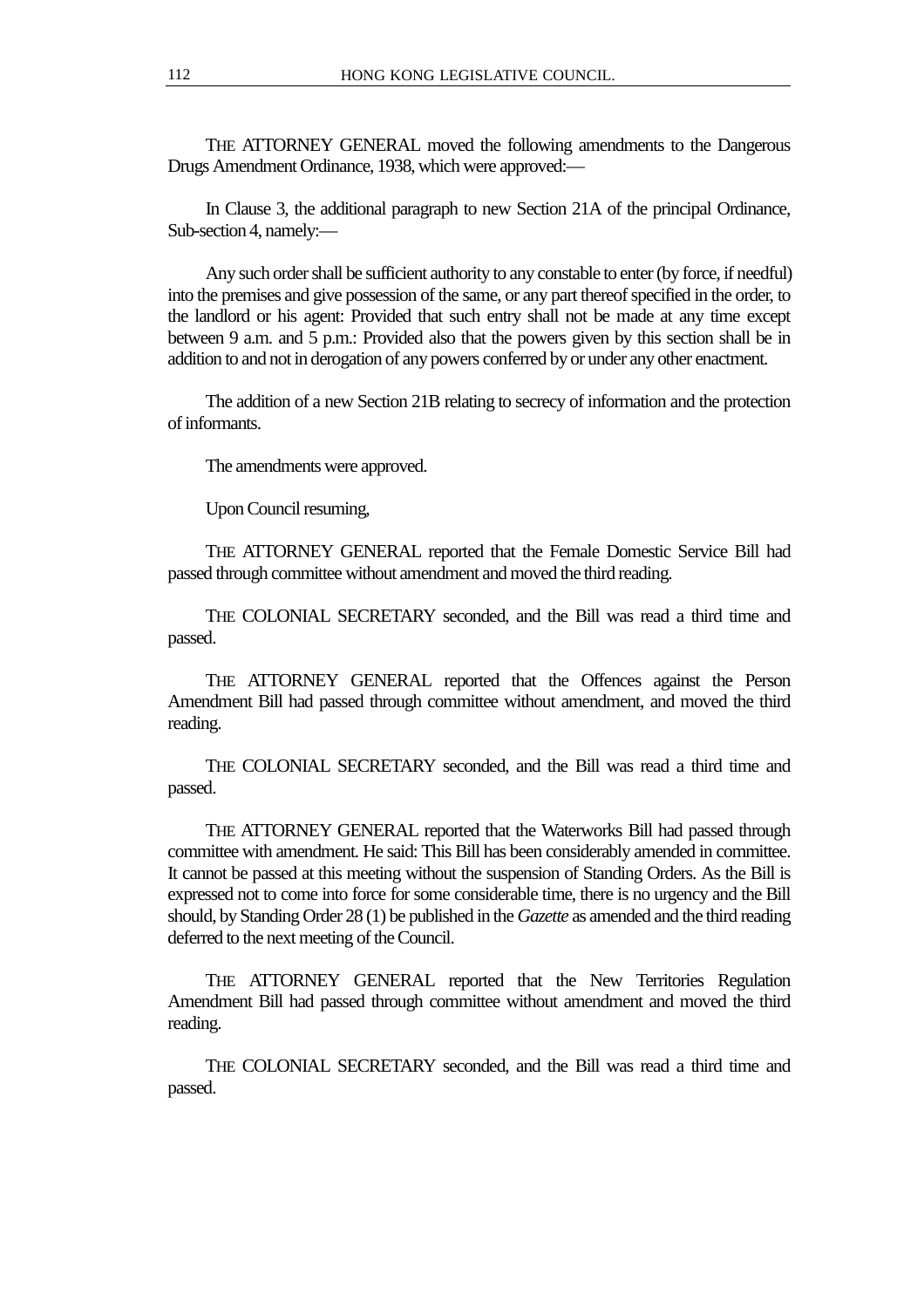THE ATTORNEY GENERAL moved the following amendments to the Dangerous Drugs Amendment Ordinance, 1938, which were approved:—

In Clause 3, the additional paragraph to new Section 21A of the principal Ordinance, Sub-section 4, namely:—

Any such order shall be sufficient authority to any constable to enter (by force, if needful) into the premises and give possession of the same, or any part thereof specified in the order, to the landlord or his agent: Provided that such entry shall not be made at any time except between 9 a.m. and 5 p.m.: Provided also that the powers given by this section shall be in addition to and not in derogation of any powers conferred by or under any other enactment.

The addition of a new Section 21B relating to secrecy of information and the protection of informants.

The amendments were approved.

Upon Council resuming,

THE ATTORNEY GENERAL reported that the Female Domestic Service Bill had passed through committee without amendment and moved the third reading.

THE COLONIAL SECRETARY seconded, and the Bill was read a third time and passed.

THE ATTORNEY GENERAL reported that the Offences against the Person Amendment Bill had passed through committee without amendment, and moved the third reading.

THE COLONIAL SECRETARY seconded, and the Bill was read a third time and passed.

THE ATTORNEY GENERAL reported that the Waterworks Bill had passed through committee with amendment. He said: This Bill has been considerably amended in committee. It cannot be passed at this meeting without the suspension of Standing Orders. As the Bill is expressed not to come into force for some considerable time, there is no urgency and the Bill should, by Standing Order 28 (1) be published in the *Gazette* as amended and the third reading deferred to the next meeting of the Council.

THE ATTORNEY GENERAL reported that the New Territories Regulation Amendment Bill had passed through committee without amendment and moved the third reading.

THE COLONIAL SECRETARY seconded, and the Bill was read a third time and passed.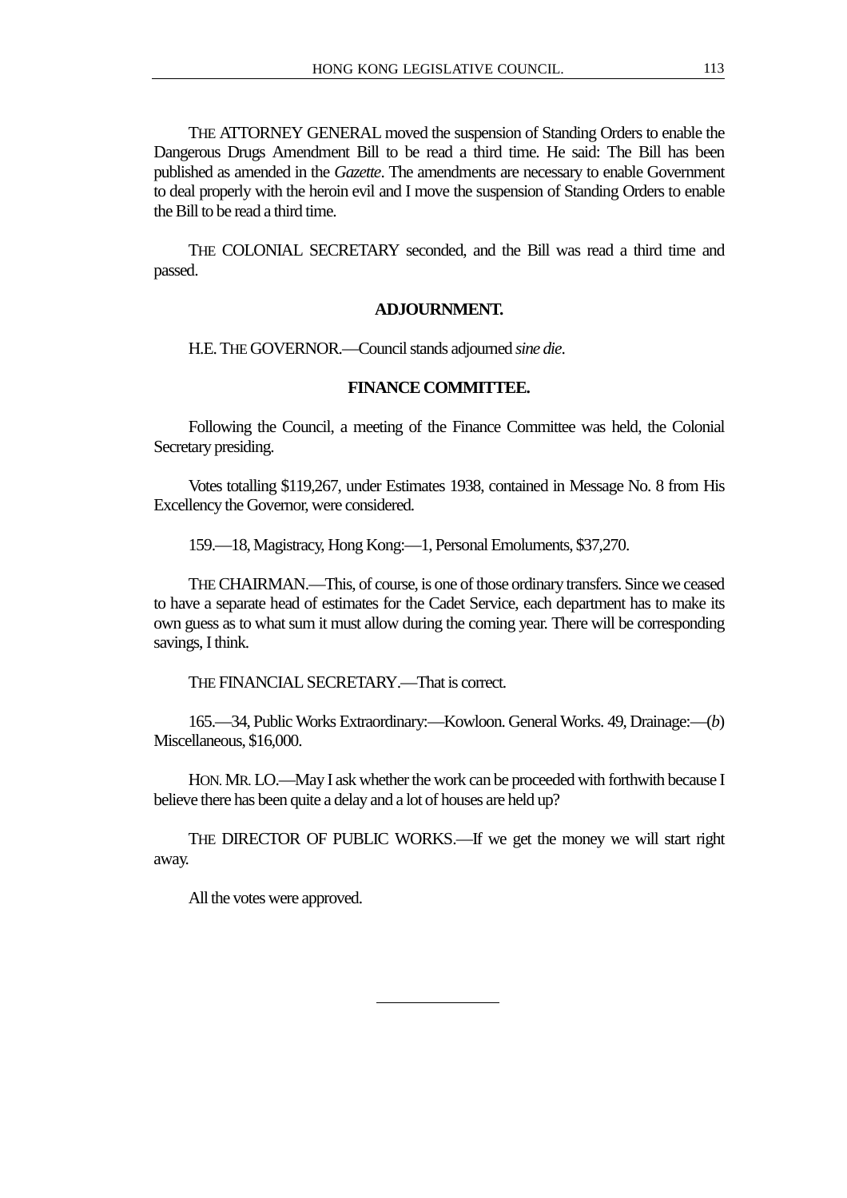THE ATTORNEY GENERAL moved the suspension of Standing Orders to enable the Dangerous Drugs Amendment Bill to be read a third time. He said: The Bill has been published as amended in the *Gazette*. The amendments are necessary to enable Government to deal properly with the heroin evil and I move the suspension of Standing Orders to enable the Bill to be read a third time.

THE COLONIAL SECRETARY seconded, and the Bill was read a third time and passed.

## ADJOURNMENT.

H.E. THE GOVERNOR.—Council stands adjourned *sine die*.

## FINANCE COMMITTEE.

Following the Council, a meeting of the Finance Committee was held, the Colonial Secretary presiding.

Votes totalling $119,267, under Estimates 1938, contained in Message No. 8 from His Excellency the Governor, were considered.

159.—18, Magistracy, Hong Kong:—1, Personal Emoluments, $37,270.

THE CHAIRMAN.—This, of course, is one of those ordinary transfers. Since we ceased to have a separate head of estimates for the Cadet Service, each department has to make its own guess as to what sum it must allow during the coming year. There will be corresponding savings, I think.

THE FINANCIAL SECRETARY.—That is correct.

165.—34, Public Works Extraordinary:—Kowloon. General Works. 49, Drainage:—(*b*) Miscellaneous, $16,000.

HON. MR. LO.—May I ask whether the work can be proceeded with forthwith because I believe there has been quite a delay and a lot of houses are held up?

THE DIRECTOR OF PUBLIC WORKS.—If we get the money we will start right away.

All the votes were approved.